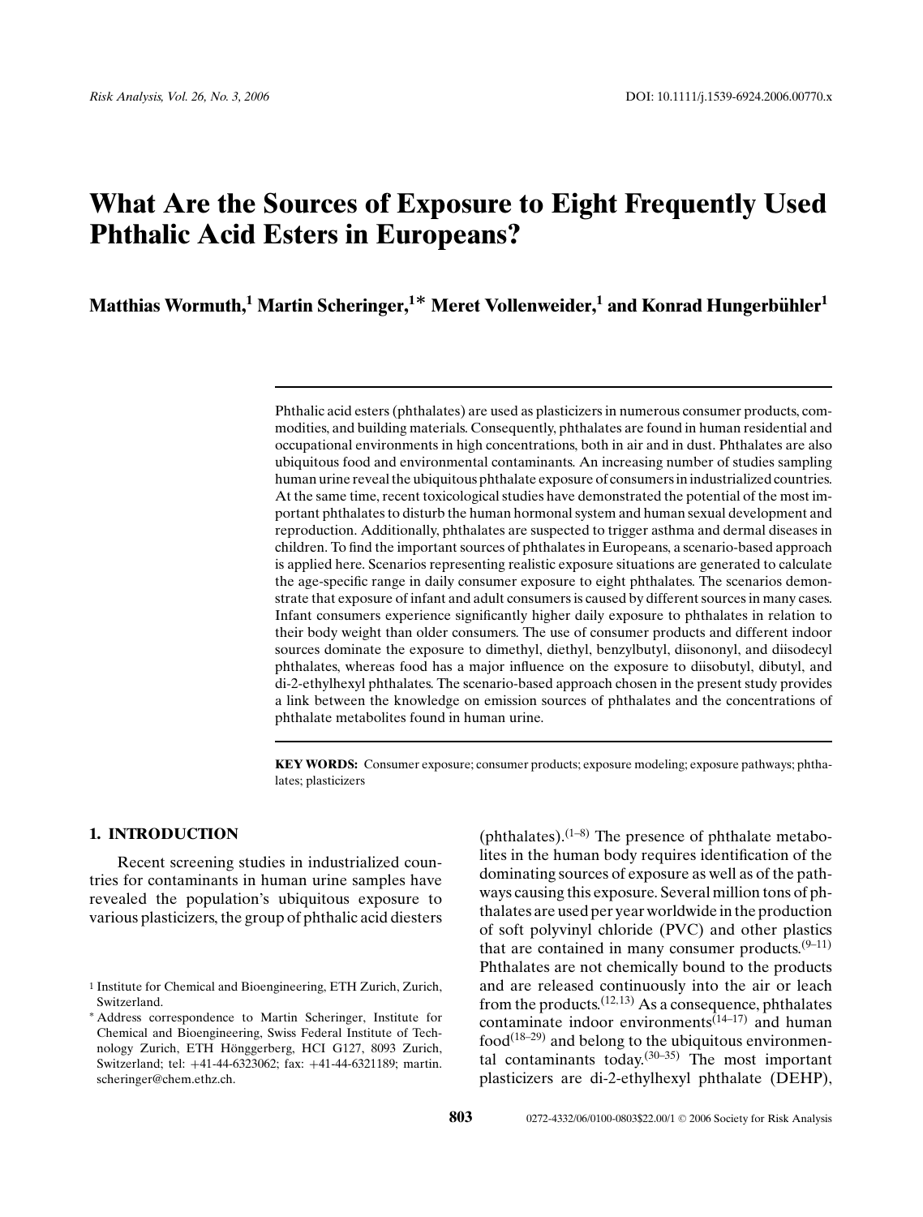# What Are the Sources of Exposure to Eight Frequently Used Phthalic Acid Esters in Europeans?

**Matthias Wormuth,[1] Martin Scheringer,[1*] Meret Vollenweider,[1] and Konrad Hungerbühler[1]**

Phthalic acid esters (phthalates) are used as plasticizers in numerous consumer products, commodities, and building materials. Consequently, phthalates are found in human residential and occupational environments in high concentrations, both in air and in dust. Phthalates are also ubiquitous food and environmental contaminants. An increasing number of studies sampling human urine reveal the ubiquitous phthalate exposure of consumers in industrialized countries. At the same time, recent toxicological studies have demonstrated the potential of the most important phthalates to disturb the human hormonal system and human sexual development and reproduction. Additionally, phthalates are suspected to trigger asthma and dermal diseases in children. To find the important sources of phthalates in Europeans, a scenario-based approach is applied here. Scenarios representing realistic exposure situations are generated to calculate the age-specific range in daily consumer exposure to eight phthalates. The scenarios demonstrate that exposure of infant and adult consumers is caused by different sources in many cases. Infant consumers experience significantly higher daily exposure to phthalates in relation to their body weight than older consumers. The use of consumer products and different indoor sources dominate the exposure to dimethyl, diethyl, benzylbutyl, diisononyl, and diisodecyl phthalates, whereas food has a major influence on the exposure to diisobutyl, dibutyl, and di-2-ethylhexyl phthalates. The scenario-based approach chosen in the present study provides a link between the knowledge on emission sources of phthalates and the concentrations of phthalate metabolites found in human urine.

**KEY WORDS:** Consumer exposure; consumer products; exposure modeling; exposure pathways; phthalates; plasticizers

## 1. INTRODUCTION

Recent screening studies in industrialized countries for contaminants in human urine samples have revealed the population's ubiquitous exposure to various plasticizers, the group of phthalic acid diesters (phthalates).[1–8] The presence of phthalate metabolites in the human body requires identification of the dominating sources of exposure as well as of the pathways causing this exposure. Several million tons of phthalates are used per year worldwide in the production of soft polyvinyl chloride (PVC) and other plastics that are contained in many consumer products.[9–11] Phthalates are not chemically bound to the products and are released continuously into the air or leach from the products.[12,13] As a consequence, phthalates contaminate indoor environments[14–17] and human food[18–29] and belong to the ubiquitous environmental contaminants today.[30–35] The most important plasticizers are di-2-ethylhexyl phthalate (DEHP),

[1] Institute for Chemical and Bioengineering, ETH Zurich, Zurich, Switzerland.

[*] Address correspondence to Martin Scheringer, Institute for Chemical and Bioengineering, Swiss Federal Institute of Technology Zurich, ETH Hönggerberg, HCI G127, 8093 Zurich, Switzerland; tel: +41-44-6323062; fax: +41-44-6321189; martin.scheringer@chem.ethz.ch.

0272-4332/06/0100-0803$22.00/1 © 2006 Society for Risk Analysis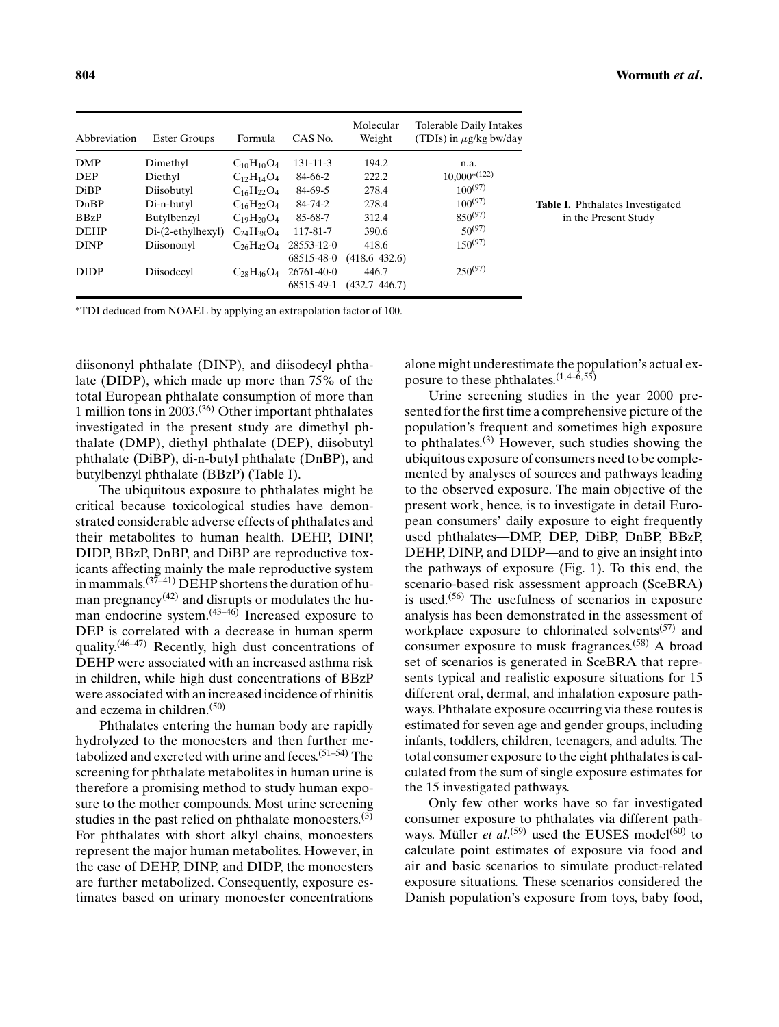**Table I.** Phthalates Investigated in the Present Study

| Abbreviation | Ester Groups | Formula | CAS No. | Molecular Weight | Tolerable Daily Intakes (TDIs) in $\mu$g/kg bw/day |
|---|---|---|---|---|---|
| DMP | Dimethyl | $C_{10}H_{10}O_4$ | 131-11-3 | 194.2 | n.a. |
| DEP | Diethyl | $C_{12}H_{14}O_4$ | 84-66-2 | 222.2 | 10,000*[122] |
| DiBP | Diisobutyl | $C_{16}H_{22}O_4$ | 84-69-5 | 278.4 | 100[97] |
| DnBP | Di-n-butyl | $C_{16}H_{22}O_4$ | 84-74-2 | 278.4 | 100[97] |
| BBzP | Butylbenzyl | $C_{19}H_{20}O_4$ | 85-68-7 | 312.4 | 850[97] |
| DEHP | Di-(2-ethylhexyl) | $C_{24}H_{38}O_4$ | 117-81-7 | 390.6 | 50[97] |
| DINP | Diisononyl | $C_{26}H_{42}O_4$ | 28553-12-0<br>68515-48-0 | 418.6<br>(418.6–432.6) | 150[97] |
| DIDP | Diisodecyl | $C_{28}H_{46}O_4$ | 26761-40-0<br>68515-49-1 | 446.7<br>(432.7–446.7) | 250[97] |

*TDI deduced from NOAEL by applying an extrapolation factor of 100.

diisononyl phthalate (DINP), and diisodecyl phthalate (DIDP), which made up more than 75% of the total European phthalate consumption of more than 1 million tons in 2003.[36] Other important phthalates investigated in the present study are dimethyl phthalate (DMP), diethyl phthalate (DEP), diisobutyl phthalate (DiBP), di-n-butyl phthalate (DnBP), and butylbenzyl phthalate (BBzP) (Table I).

The ubiquitous exposure to phthalates might be critical because toxicological studies have demonstrated considerable adverse effects of phthalates and their metabolites to human health. DEHP, DINP, DIDP, BBzP, DnBP, and DiBP are reproductive toxicants affecting mainly the male reproductive system in mammals.[37–41] DEHP shortens the duration of human pregnancy[42] and disrupts or modulates the human endocrine system.[43–46] Increased exposure to DEP is correlated with a decrease in human sperm quality.[46–47] Recently, high dust concentrations of DEHP were associated with an increased asthma risk in children, while high dust concentrations of BBzP were associated with an increased incidence of rhinitis and eczema in children.[50]

Phthalates entering the human body are rapidly hydrolyzed to the monoesters and then further metabolized and excreted with urine and feces.[51–54] The screening for phthalate metabolites in human urine is therefore a promising method to study human exposure to the mother compounds. Most urine screening studies in the past relied on phthalate monoesters.[3] For phthalates with short alkyl chains, monoesters represent the major human metabolites. However, in the case of DEHP, DINP, and DIDP, the monoesters are further metabolized. Consequently, exposure estimates based on urinary monoester concentrations alone might underestimate the population's actual exposure to these phthalates.[1,4–6,55]

Urine screening studies in the year 2000 presented for the first time a comprehensive picture of the population's frequent and sometimes high exposure to phthalates.[3] However, such studies showing the ubiquitous exposure of consumers need to be complemented by analyses of sources and pathways leading to the observed exposure. The main objective of the present work, hence, is to investigate in detail European consumers' daily exposure to eight frequently used phthalates—DMP, DEP, DiBP, DnBP, BBzP, DEHP, DINP, and DIDP—and to give an insight into the pathways of exposure (Fig. 1). To this end, the scenario-based risk assessment approach (SceBRA) is used.[56] The usefulness of scenarios in exposure analysis has been demonstrated in the assessment of workplace exposure to chlorinated solvents[57] and consumer exposure to musk fragrances.[58] A broad set of scenarios is generated in SceBRA that represents typical and realistic exposure situations for 15 different oral, dermal, and inhalation exposure pathways. Phthalate exposure occurring via these routes is estimated for seven age and gender groups, including infants, toddlers, children, teenagers, and adults. The total consumer exposure to the eight phthalates is calculated from the sum of single exposure estimates for the 15 investigated pathways.

Only few other works have so far investigated consumer exposure to phthalates via different pathways. Müller *et al*.[59] used the EUSES model[60] to calculate point estimates of exposure via food and air and basic scenarios to simulate product-related exposure situations. These scenarios considered the Danish population's exposure from toys, baby food,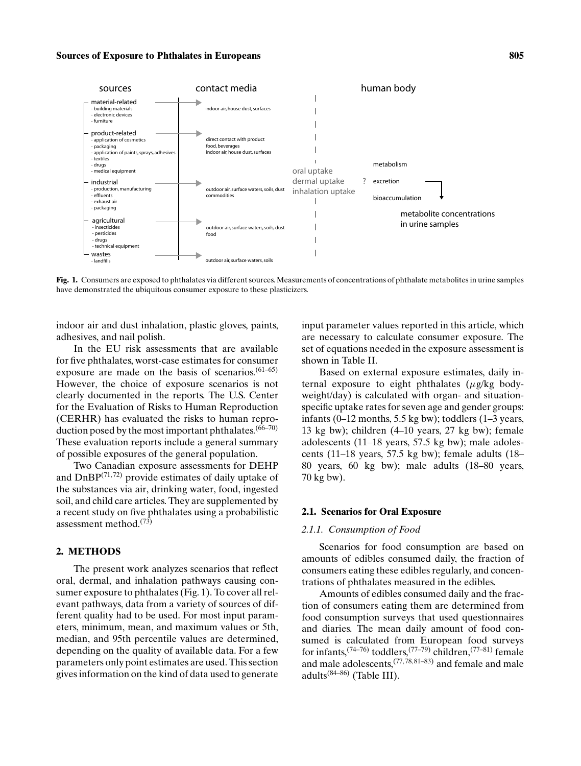sources

- material-related
  - building materials
  - electronic devices
  - furniture
- product-related
  - application of cosmetics
  - packaging
  - application of paints, sprays, adhesives
  - textiles
  - drugs
  - medical equipment
- industrial
  - production, manufacturing
  - effluents
  - exhaust air
  - packaging
- agricultural
  - insecticides
  - pesticides
  - drugs
  - technical equipment
- wastes
  - landfills

contact media

- indoor air, house dust, surfaces
- direct contact with product; food, beverages; indoor air, house dust, surfaces
- outdoor air, surface waters, soils, dust; commodities
- outdoor air, surface waters, soils, dust; food
- outdoor air, surface waters, soils

oral uptake
dermal uptake
inhalation uptake

human body

metabolism
? excretion
bioaccumulation

metabolite concentrations in urine samples

**Fig. 1.** Consumers are exposed to phthalates via different sources. Measurements of concentrations of phthalate metabolites in urine samples have demonstrated the ubiquitous consumer exposure to these plasticizers.

indoor air and dust inhalation, plastic gloves, paints, adhesives, and nail polish.

In the EU risk assessments that are available for five phthalates, worst-case estimates for consumer exposure are made on the basis of scenarios.[61–65] However, the choice of exposure scenarios is not clearly documented in the reports. The U.S. Center for the Evaluation of Risks to Human Reproduction (CERHR) has evaluated the risks to human reproduction posed by the most important phthalates.[66–70] These evaluation reports include a general summary of possible exposures of the general population.

Two Canadian exposure assessments for DEHP and DnBP[71,72] provide estimates of daily uptake of the substances via air, drinking water, food, ingested soil, and child care articles. They are supplemented by a recent study on five phthalates using a probabilistic assessment method.[73]

## 2. METHODS

The present work analyzes scenarios that reflect oral, dermal, and inhalation pathways causing consumer exposure to phthalates (Fig. 1). To cover all relevant pathways, data from a variety of sources of different quality had to be used. For most input parameters, minimum, mean, and maximum values or 5th, median, and 95th percentile values are determined, depending on the quality of available data. For a few parameters only point estimates are used. This section gives information on the kind of data used to generate input parameter values reported in this article, which are necessary to calculate consumer exposure. The set of equations needed in the exposure assessment is shown in Table II.

Based on external exposure estimates, daily internal exposure to eight phthalates ($\mu$g/kg bodyweight/day) is calculated with organ- and situation-specific uptake rates for seven age and gender groups: infants (0–12 months, 5.5 kg bw); toddlers (1–3 years, 13 kg bw); children (4–10 years, 27 kg bw); female adolescents (11–18 years, 57.5 kg bw); male adolescents (11–18 years, 57.5 kg bw); female adults (18–80 years, 60 kg bw); male adults (18–80 years, 70 kg bw).

### 2.1. Scenarios for Oral Exposure

#### *2.1.1. Consumption of Food*

Scenarios for food consumption are based on amounts of edibles consumed daily, the fraction of consumers eating these edibles regularly, and concentrations of phthalates measured in the edibles.

Amounts of edibles consumed daily and the fraction of consumers eating them are determined from food consumption surveys that used questionnaires and diaries. The mean daily amount of food consumed is calculated from European food surveys for infants,[74–76] toddlers,[77–79] children,[77–81] female and male adolescents,[77,78,81–83] and female and male adults[84–86] (Table III).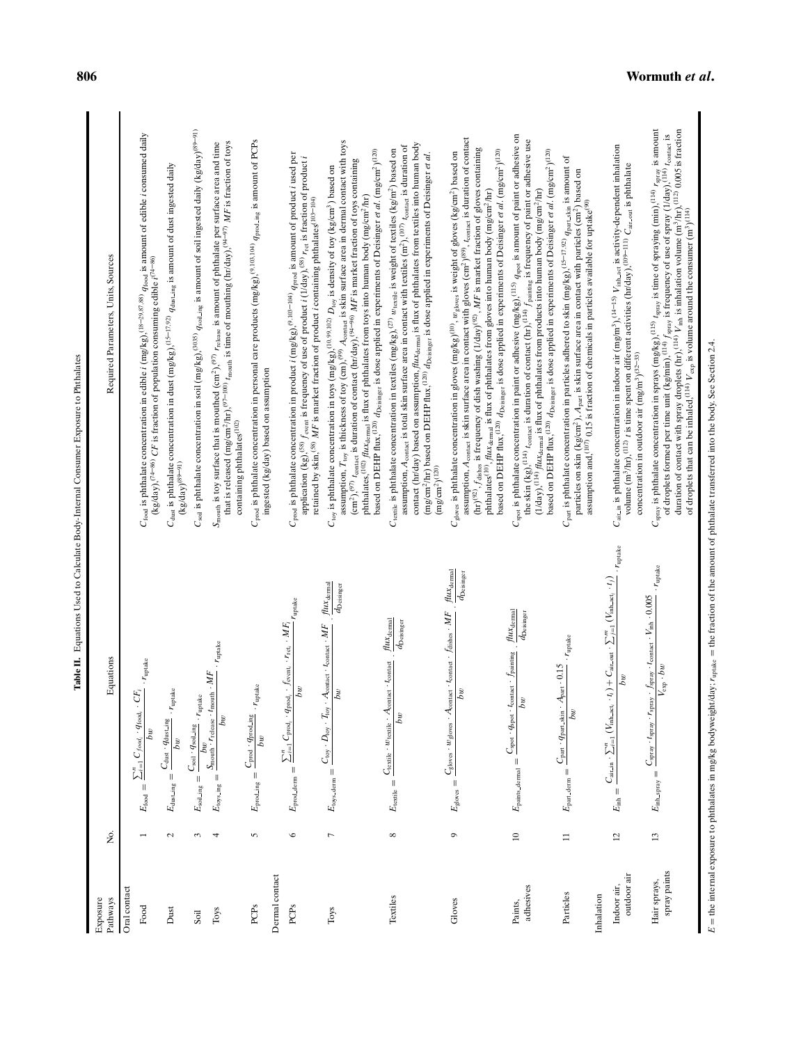**Table II.** Equations Used to Calculate Body-Internal Consumer Exposure to Phthalates

| Exposure Pathways | No. | Equations | Required Parameters, Units, Sources |
|---|---|---|---|
| **Oral contact** | | | |
| Food | 1 | $E_{food} = \frac{\sum_{i=1}^{n} C_{food_i} \cdot q_{food_i} \cdot CF_i}{bw} \cdot r_{uptake}$ | $C_{food}$ is phthalate concentration in edible $i$ (mg/kg),[18–29,87,88] $q_{food}$ is amount of edible $i$ consumed daily (kg/day),[74–86] $CF$ is fraction of population consuming edible $i$[74–86] |
| Dust | 2 | $E_{dust\_ing} = \frac{C_{dust} \cdot q_{dust\_ing}}{bw} \cdot r_{uptake}$ | $C_{dust}$ is phthalate concentration in dust (mg/kg),[15–17,92] $q_{dust\_ing}$ is amount of dust ingested daily (kg/day)[89–91] |
| Soil | 3 | $E_{soil\_ing} = \frac{C_{soil} \cdot q_{soil\_ing}}{bw} \cdot r_{uptake}$ | $C_{soil}$ is phthalate concentration in soil (mg/kg),[30,35] $q_{soil\_ing}$ is amount of soil ingested daily (kg/day)[89–91] |
| Toys | 4 | $E_{toys\_ing} = \frac{S_{mouth} \cdot r_{release} \cdot t_{mouth} \cdot MF}{bw} \cdot r_{uptake}$ | $S_{mouth}$ is toy surface that is mouthed (cm²),[97] $r_{release}$ is amount of phthalate per surface area and time that is released (mg/cm²/hr),[97–100] $t_{mouth}$ is time of mouthing (hr/day),[94–97] $MF$ is fraction of toys containing phthalates[102] |
| PCPs | 5 | $E_{prod\_ing} = \frac{C_{prod} \cdot q_{prod\_ing}}{bw} \cdot r_{uptake}$ | $C_{prod}$ is phthalate concentration in personal care products (mg/kg),[9,103,104] $q_{prod\_ing}$ is amount of PCPs ingested (kg/day) based on assumption |
| **Dermal contact** | | | |
| PCPs | 6 | $E_{prod\_derm} = \frac{\sum_{i=1}^{n} C_{prod_i} \cdot q_{prod_i} \cdot f_{event_i} \cdot r_{ret_i} \cdot MF_i}{bw} \cdot r_{uptake}$ | $C_{prod}$ is phthalate concentration in product $i$ (mg/kg),[9,103–104] $q_{prod}$ is amount of product $i$ used per application (kg),[58] $f_{event}$ is frequency of use of product $i$ (1/day),[58] $r_{ret}$ is fraction of product $i$ retained by skin,[58] $MF$ is market fraction of product $i$ containing phthalates[103–104] |
| Toys | 7 | $E_{toys\_derm} = \frac{C_{toy} \cdot D_{toy} \cdot T_{toy} \cdot A_{contact} \cdot t_{contact} \cdot MF}{bw} \cdot \frac{flux_{dermal}}{d_{Deisinger}}$ | $C_{toy}$ is phthalate concentration in toys (mg/kg),[10,99,102] $D_{toy}$ is density of toy (kg/cm³) based on assumption, $T_{toy}$ is thickness of toy (cm),[99] $A_{contact}$ is skin surface area in dermal contact with toys (cm²),[97] $t_{contact}$ is duration of contact (hr/day),[94–96] $MF$ is market fraction of toys containing phthalates,[102] $flux_{dermal}$ is flux of phthalates from toys into human body (mg/cm²/hr) based on DEHP flux,[120] $d_{Deisinger}$ is dose applied in experiments of Deisinger *et al.* (mg/cm²)[120] |
| Textiles | 8 | $E_{textile} = \frac{C_{textile} \cdot w_{textile} \cdot A_{contact} \cdot t_{contact}}{bw} \cdot \frac{flux_{dermal}}{d_{Deisinger}}$ | $C_{textile}$ is phthalate concentration in textiles (mg/kg),[27] $w_{textile}$ is weight of textiles (kg/m²) based on assumption, $A_{contact}$ is total skin surface area in contact with textiles (m²),[107] $t_{contact}$ is duration of contact (hr/day) based on assumption, $flux_{dermal}$ is flux of phthalates from textiles into human body (mg/cm²/hr) based on DEHP flux,[120] $d_{Deisinger}$ is dose applied in experiments of Deisinger *et al.* (mg/cm²)[120] |
| Gloves | 9 | $E_{gloves} = \frac{C_{gloves} \cdot w_{gloves} \cdot A_{contact} \cdot t_{contact} \cdot f_{dishes} \cdot MF}{bw} \cdot \frac{flux_{dermal}}{d_{Deisinger}}$ | $C_{gloves}$ is phthalate concentration in gloves (mg/kg)[10], $w_{gloves}$ is weight of gloves (kg/cm²) based on assumption, $A_{contact}$ is skin surface area in contact with gloves (cm²)[89], $t_{contact}$ is duration of contact (hr)[92], $f_{dishes}$ is frequency of dish washing (1/day)[92], $MF$ is market fraction of gloves containing phthalates[10], $flux_{dermal}$ is flux of phthalates from gloves into human body (mg/cm²/hr) based on DEHP flux,[120] $d_{Deisinger}$ is dose applied in experiments of Deisinger *et al.* (mg/cm²)[120] |
| Paints, adhesives | 10 | $E_{paints\_dermal} = \frac{C_{spot} \cdot q_{spot} \cdot t_{contact} \cdot f_{painting}}{bw} \cdot \frac{flux_{dermal}}{d_{Deisinger}}$ | $C_{spot}$ is phthalate concentration in paint or adhesive (mg/kg),[115] $q_{spot}$ is amount of paint or adhesive on the skin (kg),[114] $t_{contact}$ is duration of contact (hr),[114] $f_{painting}$ is frequency of paint or adhesive use (1/day),[114] $flux_{dermal}$ is flux of phthalates from products into human body (mg/cm²/hr) based on DEHP flux,[120] $d_{Deisinger}$ is dose applied in experiments of Deisinger *et al.* (mg/cm²)[120] |
| Particles | 11 | $E_{part\_derm} = \frac{C_{part} \cdot q_{part\_skin} \cdot A_{part} \cdot 0.15}{bw} \cdot r_{uptake}$ | $C_{part}$ is phthalate concentration in particles adhered to skin (mg/kg),[15–17,92] $q_{part\_skin}$ is amount of particles on skin (kg/cm²), $A_{part}$ is skin surface area in contact with particles (cm²) based on assumption and,[107] 0.15 is fraction of chemicals in particles available for uptake[90] |
| **Inhalation** | | | |
| Indoor air, outdoor air | 12 | $E_{inh} = \frac{C_{air\_in} \cdot \sum_{i=1}^{n} (V_{inh\_act_i} \cdot t_i) + C_{air\_out} \cdot \sum_{i=1}^{m} (V_{inh\_act_i} \cdot t_i)}{bw} \cdot r_{uptake}$ | $C_{air\_in}$ is phthalate concentration in indoor air (mg/m³),[14–15] $V_{inh\_act}$ is activity-dependent inhalation volume (m³/hr),[112] $t$ is time spent on different activities (hr/day),[109–111] $C_{air\_out}$ is phthalate concentration in outdoor air (mg/m³)[32–33] |
| Hair sprays, spray paints | 13 | $E_{inh\_spray} = \frac{C_{spray} \cdot t_{spray} \cdot r_{spray} \cdot f_{spray} \cdot t_{contact} \cdot V_{inh} \cdot 0.005}{V_{exp} \cdot bw} \cdot r_{uptake}$ | $C_{spray}$ is phthalate concentration in sprays (mg/kg),[115] $t_{spray}$ is time of spraying (min),[114] $r_{spray}$ is amount of droplets formed per time unit (kg/min),[114] $f_{spray}$ is frequency of use of spray (1/day),[114] $t_{contact}$ is duration of contact with spray droplets (hr),[114] $V_{inh}$ is inhalation volume (m³/hr),[112] 0.005 is fraction of droplets that can be inhaled,[114] $V_{exp}$ is volume around the consumer (m³)[114] |

$E$ = the internal exposure to phthalates in mg/kg bodyweight/day; $r_{uptake}$ = the fraction of the amount of phthalate transferred into the body. See Section 2.4.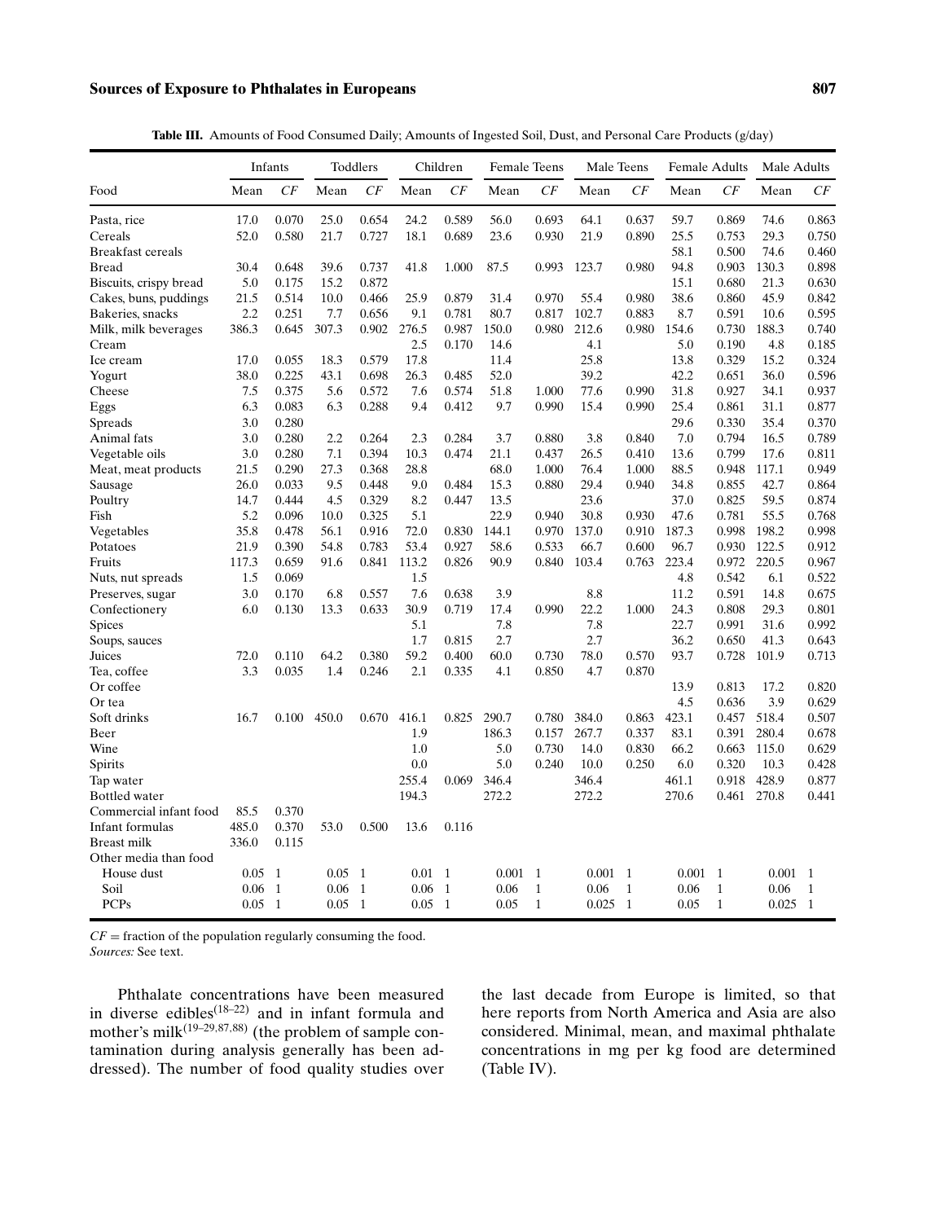**Table III.** Amounts of Food Consumed Daily; Amounts of Ingested Soil, Dust, and Personal Care Products (g/day)

| | Infants | | Toddlers | | Children | | Female Teens | | Male Teens | | Female Adults | | Male Adults | |
|---|---|---|---|---|---|---|---|---|---|---|---|---|---|---|
| Food | Mean | *CF* | Mean | *CF* | Mean | *CF* | Mean | *CF* | Mean | *CF* | Mean | *CF* | Mean | *CF* |
| Pasta, rice | 17.0 | 0.070 | 25.0 | 0.654 | 24.2 | 0.589 | 56.0 | 0.693 | 64.1 | 0.637 | 59.7 | 0.869 | 74.6 | 0.863 |
| Cereals | 52.0 | 0.580 | 21.7 | 0.727 | 18.1 | 0.689 | 23.6 | 0.930 | 21.9 | 0.890 | 25.5 | 0.753 | 29.3 | 0.750 |
| Breakfast cereals | | | | | | | | | | | 58.1 | 0.500 | 74.6 | 0.460 |
| Bread | 30.4 | 0.648 | 39.6 | 0.737 | 41.8 | 1.000 | 87.5 | 0.993 | 123.7 | 0.980 | 94.8 | 0.903 | 130.3 | 0.898 |
| Biscuits, crispy bread | 5.0 | 0.175 | 15.2 | 0.872 | | | | | | | 15.1 | 0.680 | 21.3 | 0.630 |
| Cakes, buns, puddings | 21.5 | 0.514 | 10.0 | 0.466 | 25.9 | 0.879 | 31.4 | 0.970 | 55.4 | 0.980 | 38.6 | 0.860 | 45.9 | 0.842 |
| Bakeries, snacks | 2.2 | 0.251 | 7.7 | 0.656 | 9.1 | 0.781 | 80.7 | 0.817 | 102.7 | 0.883 | 8.7 | 0.591 | 10.6 | 0.595 |
| Milk, milk beverages | 386.3 | 0.645 | 307.3 | 0.902 | 276.5 | 0.987 | 150.0 | 0.980 | 212.6 | 0.980 | 154.6 | 0.730 | 188.3 | 0.740 |
| Cream | | | | | 2.5 | 0.170 | 14.6 | | 4.1 | | 5.0 | 0.190 | 4.8 | 0.185 |
| Ice cream | 17.0 | 0.055 | 18.3 | 0.579 | 17.8 | | 11.4 | | 25.8 | | 13.8 | 0.329 | 15.2 | 0.324 |
| Yogurt | 38.0 | 0.225 | 43.1 | 0.698 | 26.3 | 0.485 | 52.0 | | 39.2 | | 42.2 | 0.651 | 36.0 | 0.596 |
| Cheese | 7.5 | 0.375 | 5.6 | 0.572 | 7.6 | 0.574 | 51.8 | 1.000 | 77.6 | 0.990 | 31.8 | 0.927 | 34.1 | 0.937 |
| Eggs | 6.3 | 0.083 | 6.3 | 0.288 | 9.4 | 0.412 | 9.7 | 0.990 | 15.4 | 0.990 | 25.4 | 0.861 | 31.1 | 0.877 |
| Spreads | 3.0 | 0.280 | | | | | | | | | 29.6 | 0.330 | 35.4 | 0.370 |
| Animal fats | 3.0 | 0.280 | 2.2 | 0.264 | 2.3 | 0.284 | 3.7 | 0.880 | 3.8 | 0.840 | 7.0 | 0.794 | 16.5 | 0.789 |
| Vegetable oils | 3.0 | 0.280 | 7.1 | 0.394 | 10.3 | 0.474 | 21.1 | 0.437 | 26.5 | 0.410 | 13.6 | 0.799 | 17.6 | 0.811 |
| Meat, meat products | 21.5 | 0.290 | 27.3 | 0.368 | 28.8 | | 68.0 | 1.000 | 76.4 | 1.000 | 88.5 | 0.948 | 117.1 | 0.949 |
| Sausage | 26.0 | 0.033 | 9.5 | 0.448 | 9.0 | 0.484 | 15.3 | 0.880 | 29.4 | 0.940 | 34.8 | 0.855 | 42.7 | 0.864 |
| Poultry | 14.7 | 0.444 | 4.5 | 0.329 | 8.2 | 0.447 | 13.5 | | 23.6 | | 37.0 | 0.825 | 59.5 | 0.874 |
| Fish | 5.2 | 0.096 | 10.0 | 0.325 | 5.1 | | 22.9 | 0.940 | 30.8 | 0.930 | 47.6 | 0.781 | 55.5 | 0.768 |
| Vegetables | 35.8 | 0.478 | 56.1 | 0.916 | 72.0 | 0.830 | 144.1 | 0.970 | 137.0 | 0.910 | 187.3 | 0.998 | 198.2 | 0.998 |
| Potatoes | 21.9 | 0.390 | 54.8 | 0.783 | 53.4 | 0.927 | 58.6 | 0.533 | 66.7 | 0.600 | 96.7 | 0.930 | 122.5 | 0.912 |
| Fruits | 117.3 | 0.659 | 91.6 | 0.841 | 113.2 | 0.826 | 90.9 | 0.840 | 103.4 | 0.763 | 223.4 | 0.972 | 220.5 | 0.967 |
| Nuts, nut spreads | 1.5 | 0.069 | | | 1.5 | | | | | | 4.8 | 0.542 | 6.1 | 0.522 |
| Preserves, sugar | 3.0 | 0.170 | 6.8 | 0.557 | 7.6 | 0.638 | 3.9 | | 8.8 | | 11.2 | 0.591 | 14.8 | 0.675 |
| Confectionery | 6.0 | 0.130 | 13.3 | 0.633 | 30.9 | 0.719 | 17.4 | 0.990 | 22.2 | 1.000 | 24.3 | 0.808 | 29.3 | 0.801 |
| Spices | | | | | 5.1 | | 7.8 | | 7.8 | | 22.7 | 0.991 | 31.6 | 0.992 |
| Soups, sauces | | | | | 1.7 | 0.815 | 2.7 | | 2.7 | | 36.2 | 0.650 | 41.3 | 0.643 |
| Juices | 72.0 | 0.110 | 64.2 | 0.380 | 59.2 | 0.400 | 60.0 | 0.730 | 78.0 | 0.570 | 93.7 | 0.728 | 101.9 | 0.713 |
| Tea, coffee | 3.3 | 0.035 | 1.4 | 0.246 | 2.1 | 0.335 | 4.1 | 0.850 | 4.7 | 0.870 | | | | |
| Or coffee | | | | | | | | | | | 13.9 | 0.813 | 17.2 | 0.820 |
| Or tea | | | | | | | | | | | 4.5 | 0.636 | 3.9 | 0.629 |
| Soft drinks | 16.7 | 0.100 | 450.0 | 0.670 | 416.1 | 0.825 | 290.7 | 0.780 | 384.0 | 0.863 | 423.1 | 0.457 | 518.4 | 0.507 |
| Beer | | | | | 1.9 | | 186.3 | 0.157 | 267.7 | 0.337 | 83.1 | 0.391 | 280.4 | 0.678 |
| Wine | | | | | 1.0 | | 5.0 | 0.730 | 14.0 | 0.830 | 66.2 | 0.663 | 115.0 | 0.629 |
| Spirits | | | | | 0.0 | | 5.0 | 0.240 | 10.0 | 0.250 | 6.0 | 0.320 | 10.3 | 0.428 |
| Tap water | | | | | 255.4 | 0.069 | 346.4 | | 346.4 | | 461.1 | 0.918 | 428.9 | 0.877 |
| Bottled water | | | | | 194.3 | | 272.2 | | 272.2 | | 270.6 | 0.461 | 270.8 | 0.441 |
| Commercial infant food | 85.5 | 0.370 | | | | | | | | | | | | |
| Infant formulas | 485.0 | 0.370 | 53.0 | 0.500 | 13.6 | 0.116 | | | | | | | | |
| Breast milk | 336.0 | 0.115 | | | | | | | | | | | | |
| Other media than food | | | | | | | | | | | | | | |
| House dust | 0.05 | 1 | 0.05 | 1 | 0.01 | 1 | 0.001 | 1 | 0.001 | 1 | 0.001 | 1 | 0.001 | 1 |
| Soil | 0.06 | 1 | 0.06 | 1 | 0.06 | 1 | 0.06 | 1 | 0.06 | 1 | 0.06 | 1 | 0.06 | 1 |
| PCPs | 0.05 | 1 | 0.05 | 1 | 0.05 | 1 | 0.05 | 1 | 0.025 | 1 | 0.05 | 1 | 0.025 | 1 |

*CF* = fraction of the population regularly consuming the food.
*Sources:* See text.

Phthalate concentrations have been measured in diverse edibles[(18–22)] and in infant formula and mother's milk[(19–29,87,88)] (the problem of sample contamination during analysis generally has been addressed). The number of food quality studies over the last decade from Europe is limited, so that here reports from North America and Asia are also considered. Minimal, mean, and maximal phthalate concentrations in mg per kg food are determined (Table IV).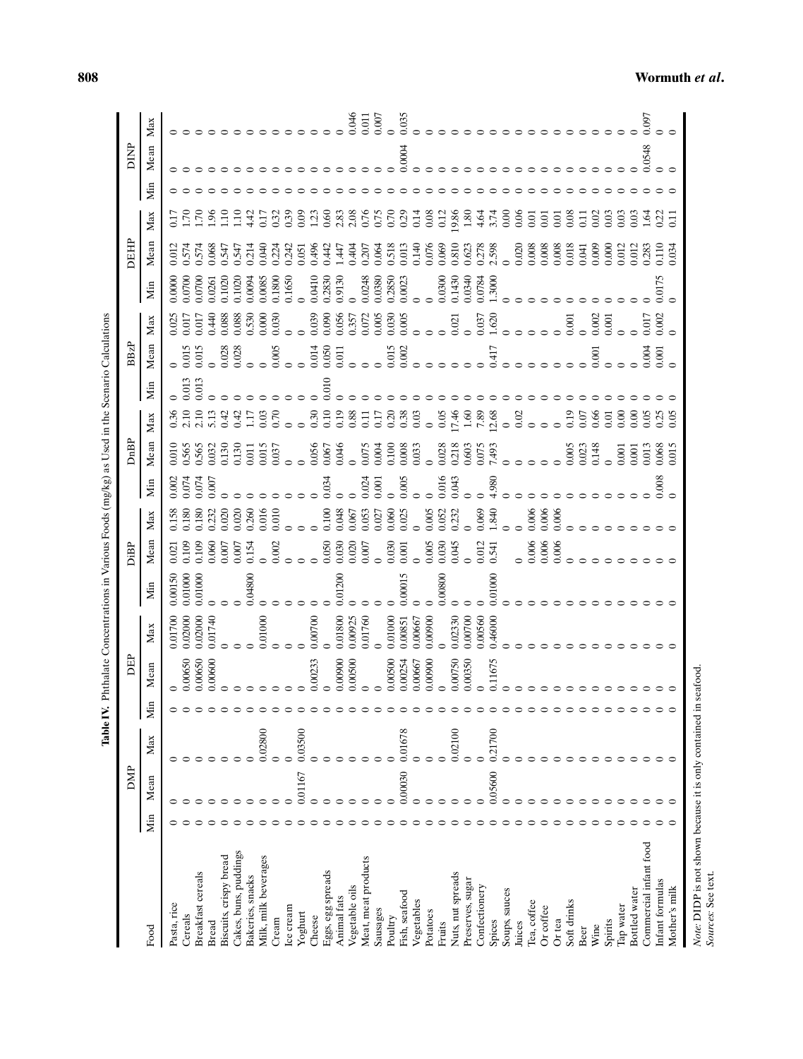**Table IV.** Phthalate Concentrations in Various Foods (mg/kg) as Used in the Scenario Calculations

| Food | DMP | | | DEP | | | DiBP | | | DnBP | | | BBzP | | | DEHP | | | DINP | | |
|---|---|---|---|---|---|---|---|---|---|---|---|---|---|---|---|---|---|---|---|---|---|
| | Min | Mean | Max | Min | Mean | Max | Min | Mean | Max | Min | Mean | Max | Min | Mean | Max | Min | Mean | Max | Min | Mean | Max |
| Pasta, rice | 0 | 0 | 0 | 0 | 0 | 0.01700 | 0.00150 | 0.021 | 0.158 | 0.002 | 0.010 | 0.36 | 0 | 0 | 0.025 | 0.0000 | 0.012 | 0.17 | 0 | 0 | 0 |
| Cereals | 0 | 0 | 0 | 0 | 0.00650 | 0.02000 | 0.01000 | 0.109 | 0.180 | 0.074 | 0.565 | 2.10 | 0.013 | 0.015 | 0.017 | 0.0700 | 0.574 | 1.70 | 0 | 0 | 0 |
| Breakfast cereals | 0 | 0 | 0 | 0 | 0.00650 | 0.02000 | 0.01000 | 0.109 | 0.180 | 0.074 | 0.565 | 2.10 | 0.013 | 0.015 | 0.017 | 0.0700 | 0.574 | 1.70 | 0 | 0 | 0 |
| Bread | 0 | 0 | 0 | 0 | 0.00600 | 0.01740 | 0 | 0.060 | 0.232 | 0.007 | 0.032 | 5.13 | 0 | 0 | 0.440 | 0.0261 | 0.068 | 1.96 | 0 | 0 | 0 |
| Biscuits, crispy bread | 0 | 0 | 0 | 0 | 0 | 0 | 0 | 0.007 | 0.020 | 0 | 0.130 | 0.42 | 0 | 0.028 | 0.088 | 0.1020 | 0.547 | 1.10 | 0 | 0 | 0 |
| Cakes, buns, puddings | 0 | 0 | 0 | 0 | 0 | 0 | 0 | 0.007 | 0.020 | 0 | 0.130 | 0.42 | 0 | 0.028 | 0.088 | 0.1020 | 0.547 | 1.10 | 0 | 0 | 0 |
| Bakeries, snacks | 0 | 0 | 0 | 0 | 0 | 0 | 0.04800 | 0.154 | 0.260 | 0 | 0.011 | 1.17 | 0 | 0 | 0.530 | 0.0094 | 0.214 | 4.42 | 0 | 0 | 0 |
| Milk, milk beverages | 0 | 0 | 0.02800 | 0 | 0 | 0.01000 | 0 | 0 | 0.016 | 0 | 0.015 | 0.03 | 0 | 0 | 0.000 | 0.0085 | 0.040 | 0.17 | 0 | 0 | 0 |
| Cream | 0 | 0 | 0 | 0 | 0 | 0 | 0 | 0.002 | 0.010 | 0 | 0.037 | 0.70 | 0 | 0.005 | 0.030 | 0.1800 | 0.224 | 0.32 | 0 | 0 | 0 |
| Ice cream | 0 | 0 | 0 | 0 | 0 | 0 | 0 | 0 | 0 | 0 | 0 | 0 | 0 | 0 | 0 | 0.1650 | 0.242 | 0.39 | 0 | 0 | 0 |
| Yoghurt | 0 | 0.01167 | 0.03500 | 0 | 0 | 0 | 0 | 0 | 0 | 0 | 0 | 0 | 0 | 0 | 0 | 0 | 0.051 | 0.09 | 0 | 0 | 0 |
| Cheese | 0 | 0 | 0 | 0 | 0.00233 | 0.00700 | 0 | 0 | 0 | 0 | 0.056 | 0.30 | 0 | 0.014 | 0.039 | 0.0410 | 0.496 | 1.23 | 0 | 0 | 0 |
| Eggs, egg spreads | 0 | 0 | 0 | 0 | 0 | 0 | 0 | 0.050 | 0.100 | 0.034 | 0.067 | 0.10 | 0.010 | 0.050 | 0.090 | 0.2830 | 0.442 | 0.60 | 0 | 0 | 0 |
| Animal fats | 0 | 0 | 0 | 0 | 0.00900 | 0.01800 | 0.01200 | 0.030 | 0.048 | 0 | 0.046 | 0.19 | 0 | 0.011 | 0.056 | 0.9130 | 1.447 | 2.83 | 0 | 0 | 0 |
| Vegetable oils | 0 | 0 | 0 | 0 | 0.00500 | 0.00925 | 0 | 0.020 | 0.067 | 0 | 0 | 0.88 | 0 | 0 | 0.357 | 0 | 0.404 | 2.08 | 0 | 0 | 0.046 |
| Meat, meat products | 0 | 0 | 0 | 0 | 0 | 0.01760 | 0 | 0.007 | 0.053 | 0.024 | 0.075 | 0.11 | 0 | 0 | 0.072 | 0.0248 | 0.207 | 0.76 | 0 | 0 | 0.011 |
| Sausages | 0 | 0 | 0 | 0 | 0 | 0 | 0 | 0 | 0.027 | 0.001 | 0.004 | 0.17 | 0 | 0 | 0.005 | 0.0380 | 0.064 | 0.75 | 0 | 0 | 0.007 |
| Poultry | 0 | 0 | 0 | 0 | 0.00500 | 0.01000 | 0 | 0.030 | 0.060 | 0 | 0.100 | 0.20 | 0 | 0.015 | 0.030 | 0.2850 | 0.518 | 0.70 | 0 | 0 | 0 |
| Fish, seafood | 0 | 0.00030 | 0.01678 | 0 | 0.00254 | 0.00851 | 0.00015 | 0.001 | 0.025 | 0.005 | 0.008 | 0.38 | 0 | 0.002 | 0.005 | 0.0023 | 0.013 | 0.29 | 0 | 0.0004 | 0.035 |
| Vegetables | 0 | 0 | 0 | 0 | 0.00667 | 0.00667 | 0 | 0 | 0 | 0 | 0.033 | 0.03 | 0 | 0 | 0 | 0 | 0.140 | 0.14 | 0 | 0 | 0 |
| Potatoes | 0 | 0 | 0 | 0 | 0.00900 | 0.00900 | 0 | 0.005 | 0.005 | 0 | 0 | 0 | 0 | 0 | 0 | 0 | 0.076 | 0.08 | 0 | 0 | 0 |
| Fruits | 0 | 0 | 0 | 0 | 0 | 0 | 0.00800 | 0.030 | 0.052 | 0.016 | 0.028 | 0.05 | 0 | 0 | 0 | 0.0300 | 0.069 | 0.12 | 0 | 0 | 0 |
| Nuts, nut spreads | 0 | 0 | 0.02100 | 0 | 0.00750 | 0.02330 | 0 | 0.045 | 0.232 | 0.043 | 0.218 | 17.46 | 0 | 0 | 0.021 | 0.1430 | 0.810 | 19.86 | 0 | 0 | 0 |
| Preserves, sugar | 0 | 0 | 0 | 0 | 0.00350 | 0.00700 | 0 | 0 | 0 | 0 | 0.603 | 1.60 | 0 | 0 | 0 | 0.0340 | 0.623 | 1.80 | 0 | 0 | 0 |
| Confectionery | 0 | 0 | 0 | 0 | 0 | 0.00560 | 0 | 0.012 | 0.069 | 0 | 0.075 | 7.89 | 0 | 0 | 0.037 | 0.0784 | 0.278 | 4.64 | 0 | 0 | 0 |
| Spices | 0 | 0.05600 | 0.21700 | 0 | 0.11675 | 0.46000 | 0.01000 | 0.541 | 1.840 | 4.980 | 7.493 | 12.68 | 0 | 0.417 | 1.620 | 1.3000 | 2.598 | 3.74 | 0 | 0 | 0 |
| Soups, sauces | 0 | 0 | 0 | 0 | 0 | 0 | 0 | 0 | 0 | 0 | 0 | 0 | 0 | 0 | 0 | 0 | 0 | 0.00 | 0 | 0 | 0 |
| Juices | 0 | 0 | 0 | 0 | 0 | 0 | 0 | 0 | 0 | 0 | 0 | 0.02 | 0 | 0 | 0 | 0 | 0.020 | 0.06 | 0 | 0 | 0 |
| Tea, coffee | 0 | 0 | 0 | 0 | 0 | 0 | 0 | 0.006 | 0.006 | 0 | 0 | 0 | 0 | 0 | 0 | 0 | 0.008 | 0.01 | 0 | 0 | 0 |
| Or coffee | 0 | 0 | 0 | 0 | 0 | 0 | 0 | 0.006 | 0.006 | 0 | 0 | 0 | 0 | 0 | 0 | 0 | 0.008 | 0.01 | 0 | 0 | 0 |
| Or tea | 0 | 0 | 0 | 0 | 0 | 0 | 0 | 0.006 | 0.006 | 0 | 0 | 0 | 0 | 0 | 0 | 0 | 0.008 | 0.01 | 0 | 0 | 0 |
| Soft drinks | 0 | 0 | 0 | 0 | 0 | 0 | 0 | 0 | 0 | 0 | 0.005 | 0.19 | 0 | 0 | 0.001 | 0 | 0.018 | 0.08 | 0 | 0 | 0 |
| Beer | 0 | 0 | 0 | 0 | 0 | 0 | 0 | 0 | 0 | 0 | 0.023 | 0.07 | 0 | 0 | 0 | 0 | 0.041 | 0.11 | 0 | 0 | 0 |
| Wine | 0 | 0 | 0 | 0 | 0 | 0 | 0 | 0 | 0 | 0 | 0.148 | 0.66 | 0 | 0.001 | 0.002 | 0 | 0.009 | 0.02 | 0 | 0 | 0 |
| Spirits | 0 | 0 | 0 | 0 | 0 | 0 | 0 | 0 | 0 | 0 | 0 | 0.01 | 0 | 0 | 0.001 | 0 | 0.000 | 0.03 | 0 | 0 | 0 |
| Tap water | 0 | 0 | 0 | 0 | 0 | 0 | 0 | 0 | 0 | 0 | 0.001 | 0.00 | 0 | 0 | 0 | 0 | 0.012 | 0.03 | 0 | 0 | 0 |
| Bottled water | 0 | 0 | 0 | 0 | 0 | 0 | 0 | 0 | 0 | 0 | 0.001 | 0.00 | 0 | 0 | 0 | 0 | 0.012 | 0.03 | 0 | 0 | 0 |
| Commercial infant food | 0 | 0 | 0 | 0 | 0 | 0 | 0 | 0 | 0 | 0 | 0.013 | 0.05 | 0 | 0.004 | 0.017 | 0 | 0.283 | 1.64 | 0 | 0.0548 | 0.097 |
| Infant formulas | 0 | 0 | 0 | 0 | 0 | 0 | 0 | 0 | 0 | 0.008 | 0.068 | 0.25 | 0 | 0.001 | 0.002 | 0.0175 | 0.110 | 0.22 | 0 | 0 | 0 |
| Mother's milk | 0 | 0 | 0 | 0 | 0 | 0 | 0 | 0 | 0 | 0 | 0.015 | 0.05 | 0 | 0 | 0 | 0 | 0.034 | 0.11 | 0 | 0 | 0 |

*Note:* DIDP is not shown because it is only contained in seafood.
*Sources:* See text.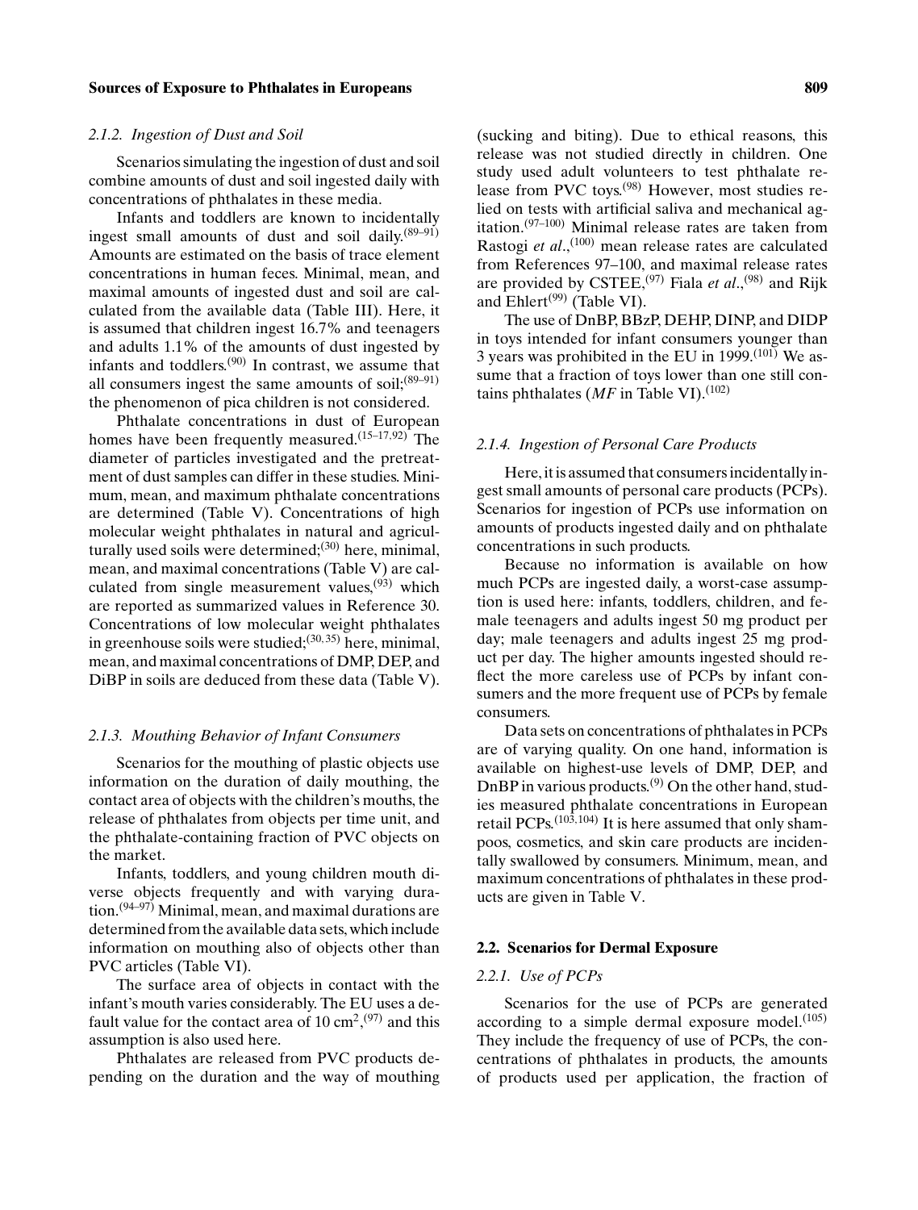#### 2.1.2. Ingestion of Dust and Soil

Scenarios simulating the ingestion of dust and soil combine amounts of dust and soil ingested daily with concentrations of phthalates in these media.

Infants and toddlers are known to incidentally ingest small amounts of dust and soil daily.[89–91] Amounts are estimated on the basis of trace element concentrations in human feces. Minimal, mean, and maximal amounts of ingested dust and soil are calculated from the available data (Table III). Here, it is assumed that children ingest 16.7% and teenagers and adults 1.1% of the amounts of dust ingested by infants and toddlers.[90] In contrast, we assume that all consumers ingest the same amounts of soil;[89–91] the phenomenon of pica children is not considered.

Phthalate concentrations in dust of European homes have been frequently measured.[15–17,92] The diameter of particles investigated and the pretreatment of dust samples can differ in these studies. Minimum, mean, and maximum phthalate concentrations are determined (Table V). Concentrations of high molecular weight phthalates in natural and agriculturally used soils were determined;[30] here, minimal, mean, and maximal concentrations (Table V) are calculated from single measurement values,[93] which are reported as summarized values in Reference 30. Concentrations of low molecular weight phthalates in greenhouse soils were studied;[30,35] here, minimal, mean, and maximal concentrations of DMP, DEP, and DiBP in soils are deduced from these data (Table V).

#### 2.1.3. Mouthing Behavior of Infant Consumers

Scenarios for the mouthing of plastic objects use information on the duration of daily mouthing, the contact area of objects with the children's mouths, the release of phthalates from objects per time unit, and the phthalate-containing fraction of PVC objects on the market.

Infants, toddlers, and young children mouth diverse objects frequently and with varying duration.[94–97] Minimal, mean, and maximal durations are determined from the available data sets, which include information on mouthing also of objects other than PVC articles (Table VI).

The surface area of objects in contact with the infant's mouth varies considerably. The EU uses a default value for the contact area of 10 $cm^2$,[97] and this assumption is also used here.

Phthalates are released from PVC products depending on the duration and the way of mouthing (sucking and biting). Due to ethical reasons, this release was not studied directly in children. One study used adult volunteers to test phthalate release from PVC toys.[98] However, most studies relied on tests with artificial saliva and mechanical agitation.[97–100] Minimal release rates are taken from Rastogi *et al*.,[100] mean release rates are calculated from References 97–100, and maximal release rates are provided by CSTEE,[97] Fiala *et al*.,[98] and Rijk and Ehlert[99] (Table VI).

The use of DnBP, BBzP, DEHP, DINP, and DIDP in toys intended for infant consumers younger than 3 years was prohibited in the EU in 1999.[101] We assume that a fraction of toys lower than one still contains phthalates (*MF* in Table VI).[102]

#### 2.1.4. Ingestion of Personal Care Products

Here, it is assumed that consumers incidentally ingest small amounts of personal care products (PCPs). Scenarios for ingestion of PCPs use information on amounts of products ingested daily and on phthalate concentrations in such products.

Because no information is available on how much PCPs are ingested daily, a worst-case assumption is used here: infants, toddlers, children, and female teenagers and adults ingest 50 mg product per day; male teenagers and adults ingest 25 mg product per day. The higher amounts ingested should reflect the more careless use of PCPs by infant consumers and the more frequent use of PCPs by female consumers.

Data sets on concentrations of phthalates in PCPs are of varying quality. On one hand, information is available on highest-use levels of DMP, DEP, and DnBP in various products.[9] On the other hand, studies measured phthalate concentrations in European retail PCPs.[103,104] It is here assumed that only shampoos, cosmetics, and skin care products are incidentally swallowed by consumers. Minimum, mean, and maximum concentrations of phthalates in these products are given in Table V.

### 2.2. Scenarios for Dermal Exposure

#### 2.2.1. Use of PCPs

Scenarios for the use of PCPs are generated according to a simple dermal exposure model.[105] They include the frequency of use of PCPs, the concentrations of phthalates in products, the amounts of products used per application, the fraction of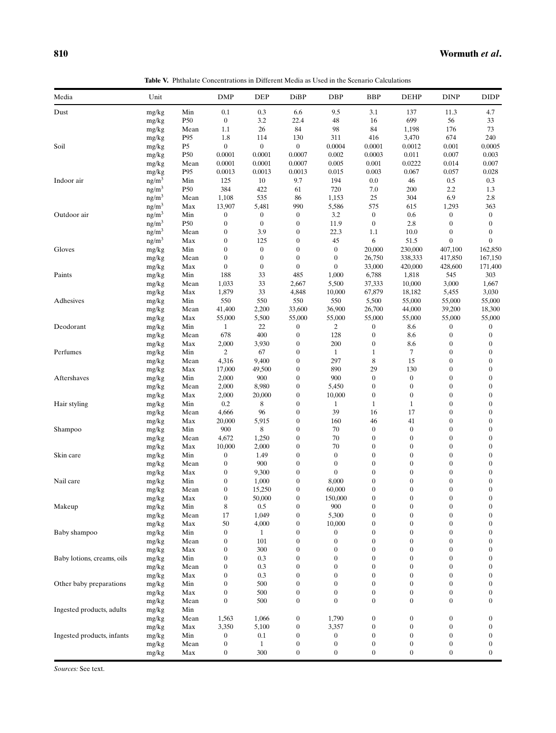**Table V.** Phthalate Concentrations in Different Media as Used in the Scenario Calculations

| Media | Unit | | DMP | DEP | DiBP | DBP | BBP | DEHP | DINP | DIDP |
|---|---|---|---|---|---|---|---|---|---|---|
| Dust | mg/kg | Min | 0.1 | 0.3 | 6.6 | 9.5 | 3.1 | 137 | 11.3 | 4.7 |
| | mg/kg | P50 | 0 | 3.2 | 22.4 | 48 | 16 | 699 | 56 | 33 |
| | mg/kg | Mean | 1.1 | 26 | 84 | 98 | 84 | 1,198 | 176 | 73 |
| | mg/kg | P95 | 1.8 | 114 | 130 | 311 | 416 | 3,470 | 674 | 240 |
| Soil | mg/kg | P5 | 0 | 0 | 0 | 0.0004 | 0.0001 | 0.0012 | 0.001 | 0.0005 |
| | mg/kg | P50 | 0.0001 | 0.0001 | 0.0007 | 0.002 | 0.0003 | 0.011 | 0.007 | 0.003 |
| | mg/kg | Mean | 0.0001 | 0.0001 | 0.0007 | 0.005 | 0.001 | 0.0222 | 0.014 | 0.007 |
| | mg/kg | P95 | 0.0013 | 0.0013 | 0.0013 | 0.015 | 0.003 | 0.067 | 0.057 | 0.028 |
| Indoor air | $ng/m^3$ | Min | 125 | 10 | 9.7 | 194 | 0.0 | 46 | 0.5 | 0.3 |
| | $ng/m^3$ | P50 | 384 | 422 | 61 | 720 | 7.0 | 200 | 2.2 | 1.3 |
| | $ng/m^3$ | Mean | 1,108 | 535 | 86 | 1,153 | 25 | 304 | 6.9 | 2.8 |
| | $ng/m^3$ | Max | 13,907 | 5,481 | 990 | 5,586 | 575 | 615 | 1,293 | 363 |
| Outdoor air | $ng/m^3$ | Min | 0 | 0 | 0 | 3.2 | 0 | 0.6 | 0 | 0 |
| | $ng/m^3$ | P50 | 0 | 0 | 0 | 11.9 | 0 | 2.8 | 0 | 0 |
| | $ng/m^3$ | Mean | 0 | 3.9 | 0 | 22.3 | 1.1 | 10.0 | 0 | 0 |
| | $ng/m^3$ | Max | 0 | 125 | 0 | 45 | 6 | 51.5 | 0 | 0 |
| Gloves | mg/kg | Min | 0 | 0 | 0 | 0 | 20,000 | 230,000 | 407,100 | 162,850 |
| | mg/kg | Mean | 0 | 0 | 0 | 0 | 26,750 | 338,333 | 417,850 | 167,150 |
| | mg/kg | Max | 0 | 0 | 0 | 0 | 33,000 | 420,000 | 428,600 | 171,400 |
| Paints | mg/kg | Min | 188 | 33 | 485 | 1,000 | 6,788 | 1,818 | 545 | 303 |
| | mg/kg | Mean | 1,033 | 33 | 2,667 | 5,500 | 37,333 | 10,000 | 3,000 | 1,667 |
| | mg/kg | Max | 1,879 | 33 | 4,848 | 10,000 | 67,879 | 18,182 | 5,455 | 3,030 |
| Adhesives | mg/kg | Min | 550 | 550 | 550 | 550 | 5,500 | 55,000 | 55,000 | 55,000 |
| | mg/kg | Mean | 41,400 | 2,200 | 33,600 | 36,900 | 26,700 | 44,000 | 39,200 | 18,300 |
| | mg/kg | Max | 55,000 | 5,500 | 55,000 | 55,000 | 55,000 | 55,000 | 55,000 | 55,000 |
| Deodorant | mg/kg | Min | 1 | 22 | 0 | 2 | 0 | 8.6 | 0 | 0 |
| | mg/kg | Mean | 678 | 400 | 0 | 128 | 0 | 8.6 | 0 | 0 |
| | mg/kg | Max | 2,000 | 3,930 | 0 | 200 | 0 | 8.6 | 0 | 0 |
| Perfumes | mg/kg | Min | 2 | 67 | 0 | 1 | 1 | 7 | 0 | 0 |
| | mg/kg | Mean | 4,316 | 9,400 | 0 | 297 | 8 | 15 | 0 | 0 |
| | mg/kg | Max | 17,000 | 49,500 | 0 | 890 | 29 | 130 | 0 | 0 |
| Aftershaves | mg/kg | Min | 2,000 | 900 | 0 | 900 | 0 | 0 | 0 | 0 |
| | mg/kg | Mean | 2,000 | 8,980 | 0 | 5,450 | 0 | 0 | 0 | 0 |
| | mg/kg | Max | 2,000 | 20,000 | 0 | 10,000 | 0 | 0 | 0 | 0 |
| Hair styling | mg/kg | Min | 0.2 | 8 | 0 | 1 | 1 | 1 | 0 | 0 |
| | mg/kg | Mean | 4,666 | 96 | 0 | 39 | 16 | 17 | 0 | 0 |
| | mg/kg | Max | 20,000 | 5,915 | 0 | 160 | 46 | 41 | 0 | 0 |
| Shampoo | mg/kg | Min | 900 | 8 | 0 | 70 | 0 | 0 | 0 | 0 |
| | mg/kg | Mean | 4,672 | 1,250 | 0 | 70 | 0 | 0 | 0 | 0 |
| | mg/kg | Max | 10,000 | 2,000 | 0 | 70 | 0 | 0 | 0 | 0 |
| Skin care | mg/kg | Min | 0 | 1.49 | 0 | 0 | 0 | 0 | 0 | 0 |
| | mg/kg | Mean | 0 | 900 | 0 | 0 | 0 | 0 | 0 | 0 |
| | mg/kg | Max | 0 | 9,300 | 0 | 0 | 0 | 0 | 0 | 0 |
| Nail care | mg/kg | Min | 0 | 1,000 | 0 | 8,000 | 0 | 0 | 0 | 0 |
| | mg/kg | Mean | 0 | 15,250 | 0 | 60,000 | 0 | 0 | 0 | 0 |
| | mg/kg | Max | 0 | 50,000 | 0 | 150,000 | 0 | 0 | 0 | 0 |
| Makeup | mg/kg | Min | 8 | 0.5 | 0 | 900 | 0 | 0 | 0 | 0 |
| | mg/kg | Mean | 17 | 1,049 | 0 | 5,300 | 0 | 0 | 0 | 0 |
| | mg/kg | Max | 50 | 4,000 | 0 | 10,000 | 0 | 0 | 0 | 0 |
| Baby shampoo | mg/kg | Min | 0 | 1 | 0 | 0 | 0 | 0 | 0 | 0 |
| | mg/kg | Mean | 0 | 101 | 0 | 0 | 0 | 0 | 0 | 0 |
| | mg/kg | Max | 0 | 300 | 0 | 0 | 0 | 0 | 0 | 0 |
| Baby lotions, creams, oils | mg/kg | Min | 0 | 0.3 | 0 | 0 | 0 | 0 | 0 | 0 |
| | mg/kg | Mean | 0 | 0.3 | 0 | 0 | 0 | 0 | 0 | 0 |
| | mg/kg | Max | 0 | 0.3 | 0 | 0 | 0 | 0 | 0 | 0 |
| Other baby preparations | mg/kg | Min | 0 | 500 | 0 | 0 | 0 | 0 | 0 | 0 |
| | mg/kg | Max | 0 | 500 | 0 | 0 | 0 | 0 | 0 | 0 |
| | mg/kg | Mean | 0 | 500 | 0 | 0 | 0 | 0 | 0 | 0 |
| Ingested products, adults | mg/kg | Min | | | | | | | | |
| | mg/kg | Mean | 1,563 | 1,066 | 0 | 1,790 | 0 | 0 | 0 | 0 |
| | mg/kg | Max | 3,350 | 5,100 | 0 | 3,357 | 0 | 0 | 0 | 0 |
| Ingested products, infants | mg/kg | Min | 0 | 0.1 | 0 | 0 | 0 | 0 | 0 | 0 |
| | mg/kg | Mean | 0 | 1 | 0 | 0 | 0 | 0 | 0 | 0 |
| | mg/kg | Max | 0 | 300 | 0 | 0 | 0 | 0 | 0 | 0 |

*Sources:* See text.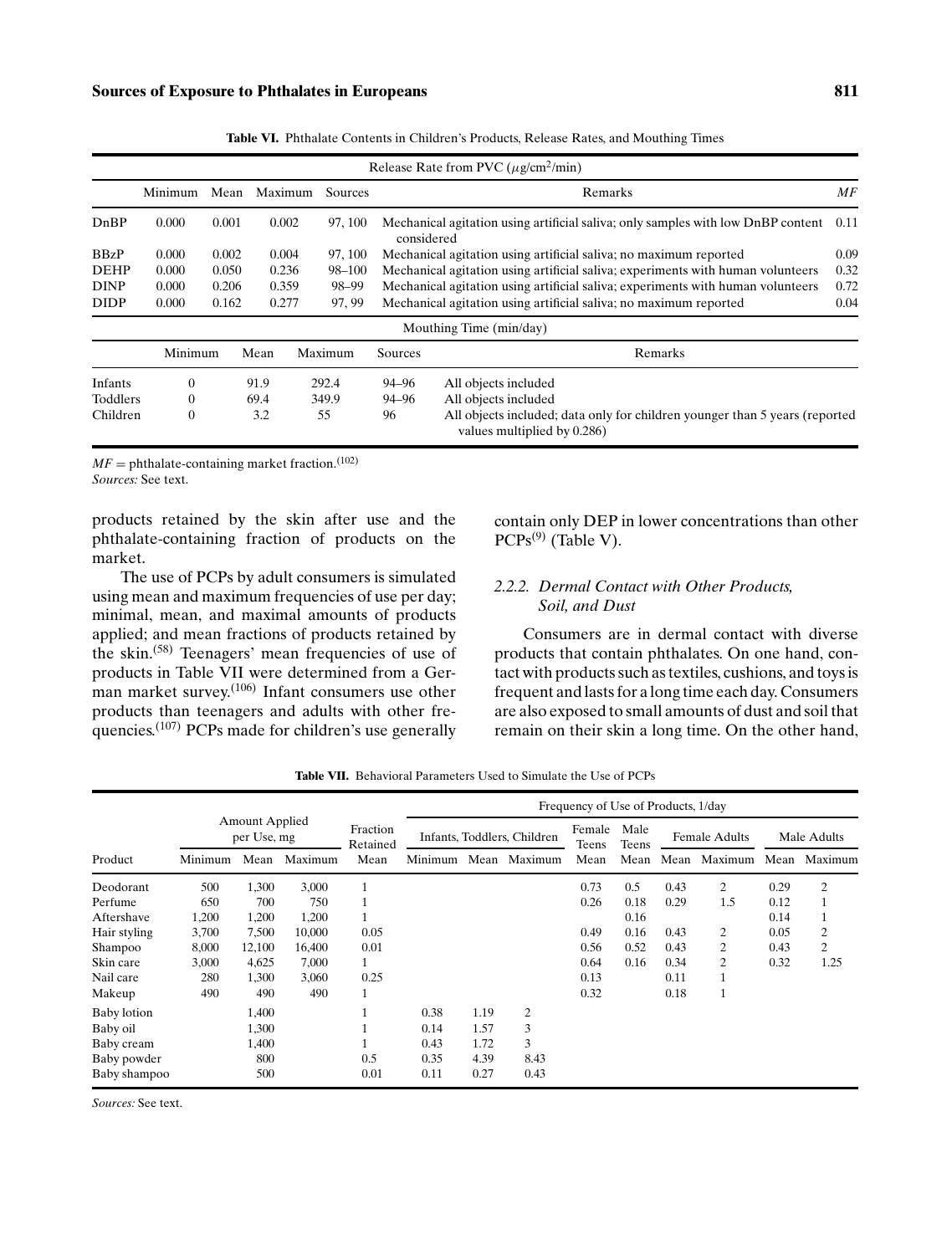**Table VI.** Phthalate Contents in Children's Products, Release Rates, and Mouthing Times

| Release Rate from PVC ($\mu$g/cm$^2$/min) | | | | | | |
|---|---|---|---|---|---|---|
| | Minimum | Mean | Maximum | Sources | Remarks | *MF* |
| DnBP | 0.000 | 0.001 | 0.002 | 97, 100 | Mechanical agitation using artificial saliva; only samples with low DnBP content considered | 0.11 |
| BBzP | 0.000 | 0.002 | 0.004 | 97, 100 | Mechanical agitation using artificial saliva; no maximum reported | 0.09 |
| DEHP | 0.000 | 0.050 | 0.236 | 98–100 | Mechanical agitation using artificial saliva; experiments with human volunteers | 0.32 |
| DINP | 0.000 | 0.206 | 0.359 | 98–99 | Mechanical agitation using artificial saliva; experiments with human volunteers | 0.72 |
| DIDP | 0.000 | 0.162 | 0.277 | 97, 99 | Mechanical agitation using artificial saliva; no maximum reported | 0.04 |

| Mouthing Time (min/day) | | | | | |
|---|---|---|---|---|---|
| | Minimum | Mean | Maximum | Sources | Remarks |
| Infants | 0 | 91.9 | 292.4 | 94–96 | All objects included |
| Toddlers | 0 | 69.4 | 349.9 | 94–96 | All objects included |
| Children | 0 | 3.2 | 55 | 96 | All objects included; data only for children younger than 5 years (reported values multiplied by 0.286) |

*MF* = phthalate-containing market fraction.[102]
*Sources:* See text.

products retained by the skin after use and the phthalate-containing fraction of products on the market.

The use of PCPs by adult consumers is simulated using mean and maximum frequencies of use per day; minimal, mean, and maximal amounts of products applied; and mean fractions of products retained by the skin.[58] Teenagers' mean frequencies of use of products in Table VII were determined from a German market survey.[106] Infant consumers use other products than teenagers and adults with other frequencies.[107] PCPs made for children's use generally contain only DEP in lower concentrations than other PCPs[9] (Table V).

### *2.2.2. Dermal Contact with Other Products, Soil, and Dust*

Consumers are in dermal contact with diverse products that contain phthalates. On one hand, contact with products such as textiles, cushions, and toys is frequent and lasts for a long time each day. Consumers are also exposed to small amounts of dust and soil that remain on their skin a long time. On the other hand,

**Table VII.** Behavioral Parameters Used to Simulate the Use of PCPs

| | Amount Applied per Use, mg | | | Fraction Retained | Frequency of Use of Products, 1/day | | | | | | | | |
|---|---|---|---|---|---|---|---|---|---|---|---|---|---|
| | | | | | Infants, Toddlers, Children | | | Female Teens | Male Teens | Female Adults | | Male Adults | |
| Product | Minimum | Mean | Maximum | Mean | Minimum | Mean | Maximum | Mean | Mean | Mean | Maximum | Mean | Maximum |
| Deodorant | 500 | 1,300 | 3,000 | 1 | | | | 0.73 | 0.5 | 0.43 | 2 | 0.29 | 2 |
| Perfume | 650 | 700 | 750 | 1 | | | | 0.26 | 0.18 | 0.29 | 1.5 | 0.12 | 1 |
| Aftershave | 1,200 | 1,200 | 1,200 | 1 | | | | | 0.16 | | | 0.14 | 1 |
| Hair styling | 3,700 | 7,500 | 10,000 | 0.05 | | | | 0.49 | 0.16 | 0.43 | 2 | 0.05 | 2 |
| Shampoo | 8,000 | 12,100 | 16,400 | 0.01 | | | | 0.56 | 0.52 | 0.43 | 2 | 0.43 | 2 |
| Skin care | 3,000 | 4,625 | 7,000 | 1 | | | | 0.64 | 0.16 | 0.34 | 2 | 0.32 | 1.25 |
| Nail care | 280 | 1,300 | 3,060 | 0.25 | | | | 0.13 | | 0.11 | 1 | | |
| Makeup | 490 | 490 | 490 | 1 | | | | 0.32 | | 0.18 | 1 | | |
| Baby lotion | | 1,400 | | 1 | 0.38 | 1.19 | 2 | | | | | | |
| Baby oil | | 1,300 | | 1 | 0.14 | 1.57 | 3 | | | | | | |
| Baby cream | | 1,400 | | 1 | 0.43 | 1.72 | 3 | | | | | | |
| Baby powder | | 800 | | 0.5 | 0.35 | 4.39 | 8.43 | | | | | | |
| Baby shampoo | | 500 | | 0.01 | 0.11 | 0.27 | 0.43 | | | | | | |

*Sources:* See text.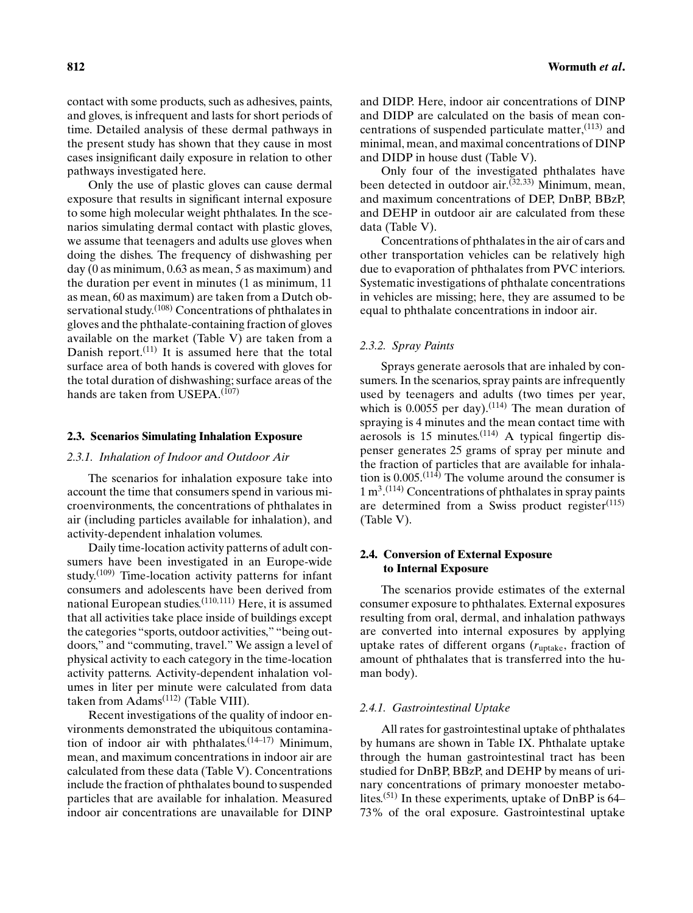contact with some products, such as adhesives, paints, and gloves, is infrequent and lasts for short periods of time. Detailed analysis of these dermal pathways in the present study has shown that they cause in most cases insignificant daily exposure in relation to other pathways investigated here.

Only the use of plastic gloves can cause dermal exposure that results in significant internal exposure to some high molecular weight phthalates. In the scenarios simulating dermal contact with plastic gloves, we assume that teenagers and adults use gloves when doing the dishes. The frequency of dishwashing per day (0 as minimum, 0.63 as mean, 5 as maximum) and the duration per event in minutes (1 as minimum, 11 as mean, 60 as maximum) are taken from a Dutch observational study.[108] Concentrations of phthalates in gloves and the phthalate-containing fraction of gloves available on the market (Table V) are taken from a Danish report.[11] It is assumed here that the total surface area of both hands is covered with gloves for the total duration of dishwashing; surface areas of the hands are taken from USEPA.[107]

### 2.3. Scenarios Simulating Inhalation Exposure

#### *2.3.1. Inhalation of Indoor and Outdoor Air*

The scenarios for inhalation exposure take into account the time that consumers spend in various microenvironments, the concentrations of phthalates in air (including particles available for inhalation), and activity-dependent inhalation volumes.

Daily time-location activity patterns of adult consumers have been investigated in an Europe-wide study.[109] Time-location activity patterns for infant consumers and adolescents have been derived from national European studies.[110,111] Here, it is assumed that all activities take place inside of buildings except the categories "sports, outdoor activities," "being outdoors," and "commuting, travel." We assign a level of physical activity to each category in the time-location activity patterns. Activity-dependent inhalation volumes in liter per minute were calculated from data taken from Adams[112] (Table VIII).

Recent investigations of the quality of indoor environments demonstrated the ubiquitous contamination of indoor air with phthalates.[14–17] Minimum, mean, and maximum concentrations in indoor air are calculated from these data (Table V). Concentrations include the fraction of phthalates bound to suspended particles that are available for inhalation. Measured indoor air concentrations are unavailable for DINP and DIDP. Here, indoor air concentrations of DINP and DIDP are calculated on the basis of mean concentrations of suspended particulate matter,[113] and minimal, mean, and maximal concentrations of DINP and DIDP in house dust (Table V).

Only four of the investigated phthalates have been detected in outdoor air.[32,33] Minimum, mean, and maximum concentrations of DEP, DnBP, BBzP, and DEHP in outdoor air are calculated from these data (Table V).

Concentrations of phthalates in the air of cars and other transportation vehicles can be relatively high due to evaporation of phthalates from PVC interiors. Systematic investigations of phthalate concentrations in vehicles are missing; here, they are assumed to be equal to phthalate concentrations in indoor air.

#### *2.3.2. Spray Paints*

Sprays generate aerosols that are inhaled by consumers. In the scenarios, spray paints are infrequently used by teenagers and adults (two times per year, which is 0.0055 per day).[114] The mean duration of spraying is 4 minutes and the mean contact time with aerosols is 15 minutes.[114] A typical fingertip dispenser generates 25 grams of spray per minute and the fraction of particles that are available for inhalation is 0.005.[114] The volume around the consumer is 1 $m^3$.[114] Concentrations of phthalates in spray paints are determined from a Swiss product register[115] (Table V).

### 2.4. Conversion of External Exposure to Internal Exposure

The scenarios provide estimates of the external consumer exposure to phthalates. External exposures resulting from oral, dermal, and inhalation pathways are converted into internal exposures by applying uptake rates of different organs ($r_{\text{uptake}}$, fraction of amount of phthalates that is transferred into the human body).

#### *2.4.1. Gastrointestinal Uptake*

All rates for gastrointestinal uptake of phthalates by humans are shown in Table IX. Phthalate uptake through the human gastrointestinal tract has been studied for DnBP, BBzP, and DEHP by means of urinary concentrations of primary monoester metabolites.[51] In these experiments, uptake of DnBP is 64–73% of the oral exposure. Gastrointestinal uptake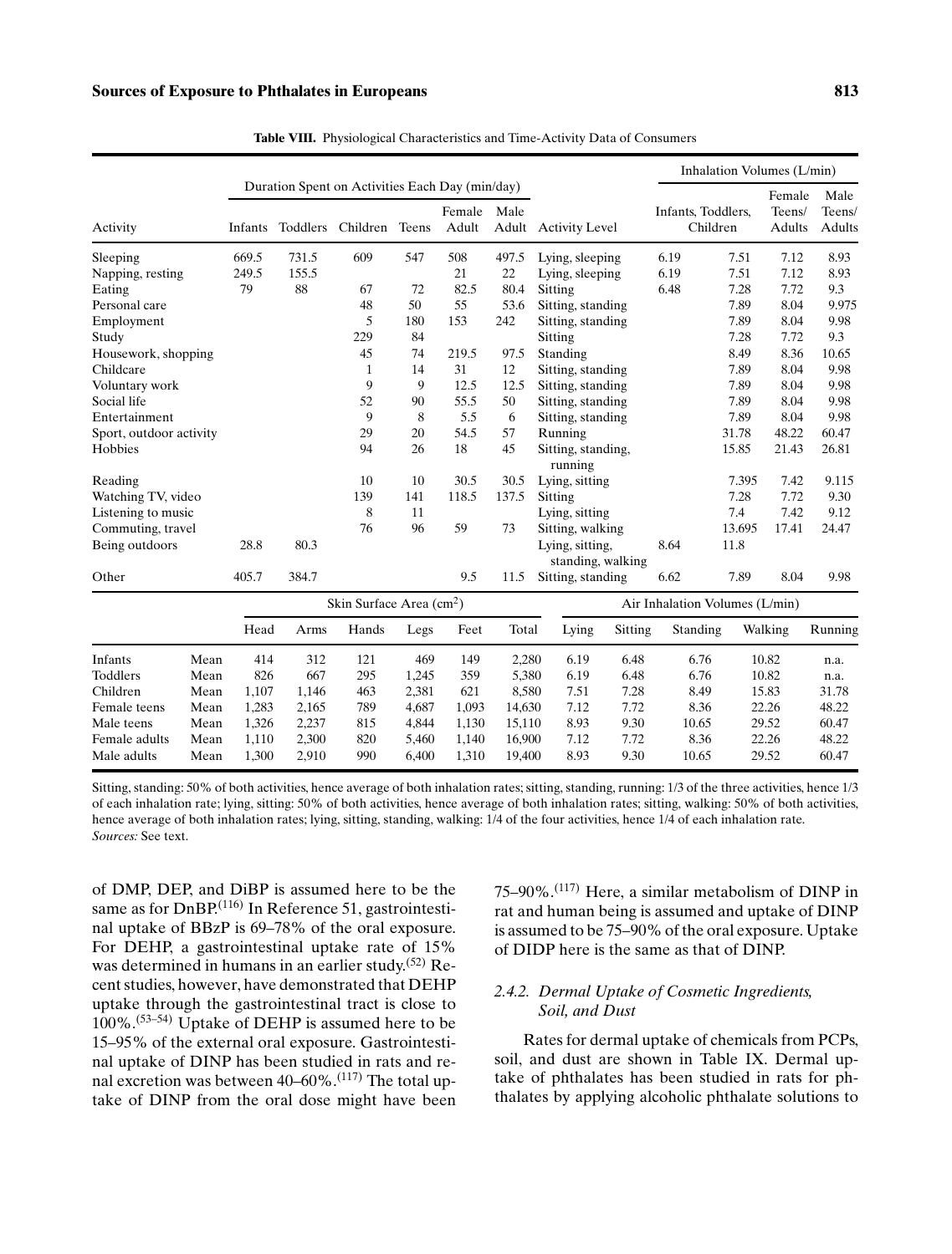**Table VIII.** Physiological Characteristics and Time-Activity Data of Consumers

| Activity | Duration Spent on Activities Each Day (min/day) | | | | | | Activity Level | Inhalation Volumes (L/min) | | | |
|---|---|---|---|---|---|---|---|---|---|---|---|
| | Infants | Toddlers | Children | Teens | Female Adult | Male Adult | | Infants, Toddlers, Children | | Female Teens/ Adults | Male Teens/ Adults |
| Sleeping | 669.5 | 731.5 | 609 | 547 | 508 | 497.5 | Lying, sleeping | 6.19 | 7.51 | 7.12 | 8.93 |
| Napping, resting | 249.5 | 155.5 | | | 21 | 22 | Lying, sleeping | 6.19 | 7.51 | 7.12 | 8.93 |
| Eating | 79 | 88 | 67 | 72 | 82.5 | 80.4 | Sitting | 6.48 | 7.28 | 7.72 | 9.3 |
| Personal care | | | 48 | 50 | 55 | 53.6 | Sitting, standing | | 7.89 | 8.04 | 9.975 |
| Employment | | | 5 | 180 | 153 | 242 | Sitting, standing | | 7.89 | 8.04 | 9.98 |
| Study | | | 229 | 84 | | | Sitting | | 7.28 | 7.72 | 9.3 |
| Housework, shopping | | | 45 | 74 | 219.5 | 97.5 | Standing | | 8.49 | 8.36 | 10.65 |
| Childcare | | | 1 | 14 | 31 | 12 | Sitting, standing | | 7.89 | 8.04 | 9.98 |
| Voluntary work | | | 9 | 9 | 12.5 | 12.5 | Sitting, standing | | 7.89 | 8.04 | 9.98 |
| Social life | | | 52 | 90 | 55.5 | 50 | Sitting, standing | | 7.89 | 8.04 | 9.98 |
| Entertainment | | | 9 | 8 | 5.5 | 6 | Sitting, standing | | 7.89 | 8.04 | 9.98 |
| Sport, outdoor activity | | | 29 | 20 | 54.5 | 57 | Running | | 31.78 | 48.22 | 60.47 |
| Hobbies | | | 94 | 26 | 18 | 45 | Sitting, standing, running | | 15.85 | 21.43 | 26.81 |
| Reading | | | 10 | 10 | 30.5 | 30.5 | Lying, sitting | | 7.395 | 7.42 | 9.115 |
| Watching TV, video | | | 139 | 141 | 118.5 | 137.5 | Sitting | | 7.28 | 7.72 | 9.30 |
| Listening to music | | | 8 | 11 | | | Lying, sitting | | 7.4 | 7.42 | 9.12 |
| Commuting, travel | | | 76 | 96 | 59 | 73 | Sitting, walking | | 13.695 | 17.41 | 24.47 |
| Being outdoors | 28.8 | 80.3 | | | | | Lying, sitting, standing, walking | 8.64 | 11.8 | | |
| Other | 405.7 | 384.7 | | | 9.5 | 11.5 | Sitting, standing | 6.62 | 7.89 | 8.04 | 9.98 |

| | | Skin Surface Area (cm²) | | | | | | Air Inhalation Volumes (L/min) | | | | |
|---|---|---|---|---|---|---|---|---|---|---|---|---|
| | | Head | Arms | Hands | Legs | Feet | Total | Lying | Sitting | Standing | Walking | Running |
| Infants | Mean | 414 | 312 | 121 | 469 | 149 | 2,280 | 6.19 | 6.48 | 6.76 | 10.82 | n.a. |
| Toddlers | Mean | 826 | 667 | 295 | 1,245 | 359 | 5,380 | 6.19 | 6.48 | 6.76 | 10.82 | n.a. |
| Children | Mean | 1,107 | 1,146 | 463 | 2,381 | 621 | 8,580 | 7.51 | 7.28 | 8.49 | 15.83 | 31.78 |
| Female teens | Mean | 1,283 | 2,165 | 789 | 4,687 | 1,093 | 14,630 | 7.12 | 7.72 | 8.36 | 22.26 | 48.22 |
| Male teens | Mean | 1,326 | 2,237 | 815 | 4,844 | 1,130 | 15,110 | 8.93 | 9.30 | 10.65 | 29.52 | 60.47 |
| Female adults | Mean | 1,110 | 2,300 | 820 | 5,460 | 1,140 | 16,900 | 7.12 | 7.72 | 8.36 | 22.26 | 48.22 |
| Male adults | Mean | 1,300 | 2,910 | 990 | 6,400 | 1,310 | 19,400 | 8.93 | 9.30 | 10.65 | 29.52 | 60.47 |

Sitting, standing: 50% of both activities, hence average of both inhalation rates; sitting, standing, running: 1/3 of the three activities, hence 1/3 of each inhalation rate; lying, sitting: 50% of both activities, hence average of both inhalation rates; sitting, walking: 50% of both activities, hence average of both inhalation rates; lying, sitting, standing, walking: 1/4 of the four activities, hence 1/4 of each inhalation rate.
*Sources:* See text.

of DMP, DEP, and DiBP is assumed here to be the same as for DnBP.[116] In Reference 51, gastrointestinal uptake of BBzP is 69–78% of the oral exposure. For DEHP, a gastrointestinal uptake rate of 15% was determined in humans in an earlier study.[52] Recent studies, however, have demonstrated that DEHP uptake through the gastrointestinal tract is close to 100%.[53–54] Uptake of DEHP is assumed here to be 15–95% of the external oral exposure. Gastrointestinal uptake of DINP has been studied in rats and renal excretion was between 40–60%.[117] The total uptake of DINP from the oral dose might have been 75–90%.[117] Here, a similar metabolism of DINP in rat and human being is assumed and uptake of DINP is assumed to be 75–90% of the oral exposure. Uptake of DIDP here is the same as that of DINP.

### 2.4.2. Dermal Uptake of Cosmetic Ingredients, Soil, and Dust

Rates for dermal uptake of chemicals from PCPs, soil, and dust are shown in Table IX. Dermal uptake of phthalates has been studied in rats for phthalates by applying alcoholic phthalate solutions to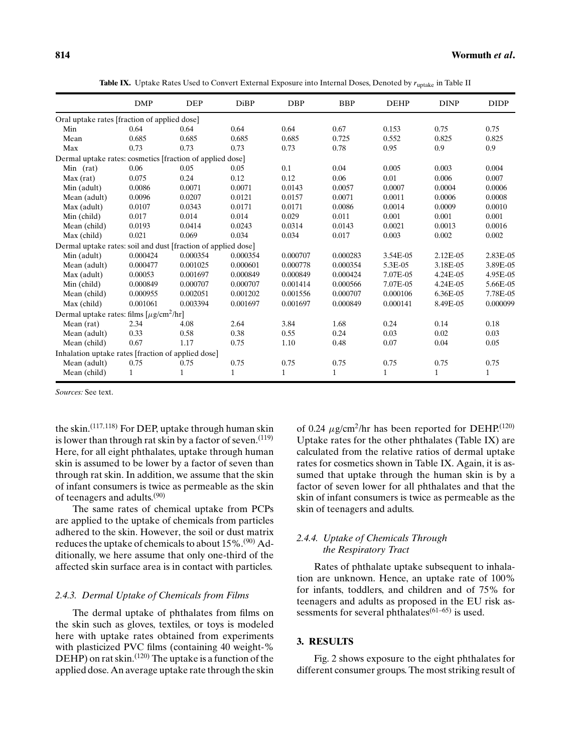**Table IX.** Uptake Rates Used to Convert External Exposure into Internal Doses, Denoted by $r_{uptake}$ in Table II

| | DMP | DEP | DiBP | DBP | BBP | DEHP | DINP | DIDP |
|---|---|---|---|---|---|---|---|---|
| Oral uptake rates [fraction of applied dose] | | | | | | | | |
| Min | 0.64 | 0.64 | 0.64 | 0.64 | 0.67 | 0.153 | 0.75 | 0.75 |
| Mean | 0.685 | 0.685 | 0.685 | 0.685 | 0.725 | 0.552 | 0.825 | 0.825 |
| Max | 0.73 | 0.73 | 0.73 | 0.73 | 0.78 | 0.95 | 0.9 | 0.9 |
| Dermal uptake rates: cosmetics [fraction of applied dose] | | | | | | | | |
| Min (rat) | 0.06 | 0.05 | 0.05 | 0.1 | 0.04 | 0.005 | 0.003 | 0.004 |
| Max (rat) | 0.075 | 0.24 | 0.12 | 0.12 | 0.06 | 0.01 | 0.006 | 0.007 |
| Min (adult) | 0.0086 | 0.0071 | 0.0071 | 0.0143 | 0.0057 | 0.0007 | 0.0004 | 0.0006 |
| Mean (adult) | 0.0096 | 0.0207 | 0.0121 | 0.0157 | 0.0071 | 0.0011 | 0.0006 | 0.0008 |
| Max (adult) | 0.0107 | 0.0343 | 0.0171 | 0.0171 | 0.0086 | 0.0014 | 0.0009 | 0.0010 |
| Min (child) | 0.017 | 0.014 | 0.014 | 0.029 | 0.011 | 0.001 | 0.001 | 0.001 |
| Mean (child) | 0.0193 | 0.0414 | 0.0243 | 0.0314 | 0.0143 | 0.0021 | 0.0013 | 0.0016 |
| Max (child) | 0.021 | 0.069 | 0.034 | 0.034 | 0.017 | 0.003 | 0.002 | 0.002 |
| Dermal uptake rates: soil and dust [fraction of applied dose] | | | | | | | | |
| Min (adult) | 0.000424 | 0.000354 | 0.000354 | 0.000707 | 0.000283 | 3.54E-05 | 2.12E-05 | 2.83E-05 |
| Mean (adult) | 0.000477 | 0.001025 | 0.000601 | 0.000778 | 0.000354 | 5.3E-05 | 3.18E-05 | 3.89E-05 |
| Max (adult) | 0.00053 | 0.001697 | 0.000849 | 0.000849 | 0.000424 | 7.07E-05 | 4.24E-05 | 4.95E-05 |
| Min (child) | 0.000849 | 0.000707 | 0.000707 | 0.001414 | 0.000566 | 7.07E-05 | 4.24E-05 | 5.66E-05 |
| Mean (child) | 0.000955 | 0.002051 | 0.001202 | 0.001556 | 0.000707 | 0.000106 | 6.36E-05 | 7.78E-05 |
| Max (child) | 0.001061 | 0.003394 | 0.001697 | 0.001697 | 0.000849 | 0.000141 | 8.49E-05 | 0.000099 |
| Dermal uptake rates: films [$\mu$g/cm$^2$/hr] | | | | | | | | |
| Mean (rat) | 2.34 | 4.08 | 2.64 | 3.84 | 1.68 | 0.24 | 0.14 | 0.18 |
| Mean (adult) | 0.33 | 0.58 | 0.38 | 0.55 | 0.24 | 0.03 | 0.02 | 0.03 |
| Mean (child) | 0.67 | 1.17 | 0.75 | 1.10 | 0.48 | 0.07 | 0.04 | 0.05 |
| Inhalation uptake rates [fraction of applied dose] | | | | | | | | |
| Mean (adult) | 0.75 | 0.75 | 0.75 | 0.75 | 0.75 | 0.75 | 0.75 | 0.75 |
| Mean (child) | 1 | 1 | 1 | 1 | 1 | 1 | 1 | 1 |

*Sources:* See text.

the skin.[117,118] For DEP, uptake through human skin is lower than through rat skin by a factor of seven.[119] Here, for all eight phthalates, uptake through human skin is assumed to be lower by a factor of seven than through rat skin. In addition, we assume that the skin of infant consumers is twice as permeable as the skin of teenagers and adults.[90]

The same rates of chemical uptake from PCPs are applied to the uptake of chemicals from particles adhered to the skin. However, the soil or dust matrix reduces the uptake of chemicals to about 15%.[90] Additionally, we here assume that only one-third of the affected skin surface area is in contact with particles.

### 2.4.3. Dermal Uptake of Chemicals from Films

The dermal uptake of phthalates from films on the skin such as gloves, textiles, or toys is modeled here with uptake rates obtained from experiments with plasticized PVC films (containing 40 weight-% DEHP) on rat skin.[120] The uptake is a function of the applied dose. An average uptake rate through the skin of 0.24 $\mu$g/cm$^2$/hr has been reported for DEHP.[120] Uptake rates for the other phthalates (Table IX) are calculated from the relative ratios of dermal uptake rates for cosmetics shown in Table IX. Again, it is assumed that uptake through the human skin is by a factor of seven lower for all phthalates and that the skin of infant consumers is twice as permeable as the skin of teenagers and adults.

### 2.4.4. Uptake of Chemicals Through the Respiratory Tract

Rates of phthalate uptake subsequent to inhalation are unknown. Hence, an uptake rate of 100% for infants, toddlers, and children and of 75% for teenagers and adults as proposed in the EU risk assessments for several phthalates[61–65] is used.

## 3. RESULTS

Fig. 2 shows exposure to the eight phthalates for different consumer groups. The most striking result of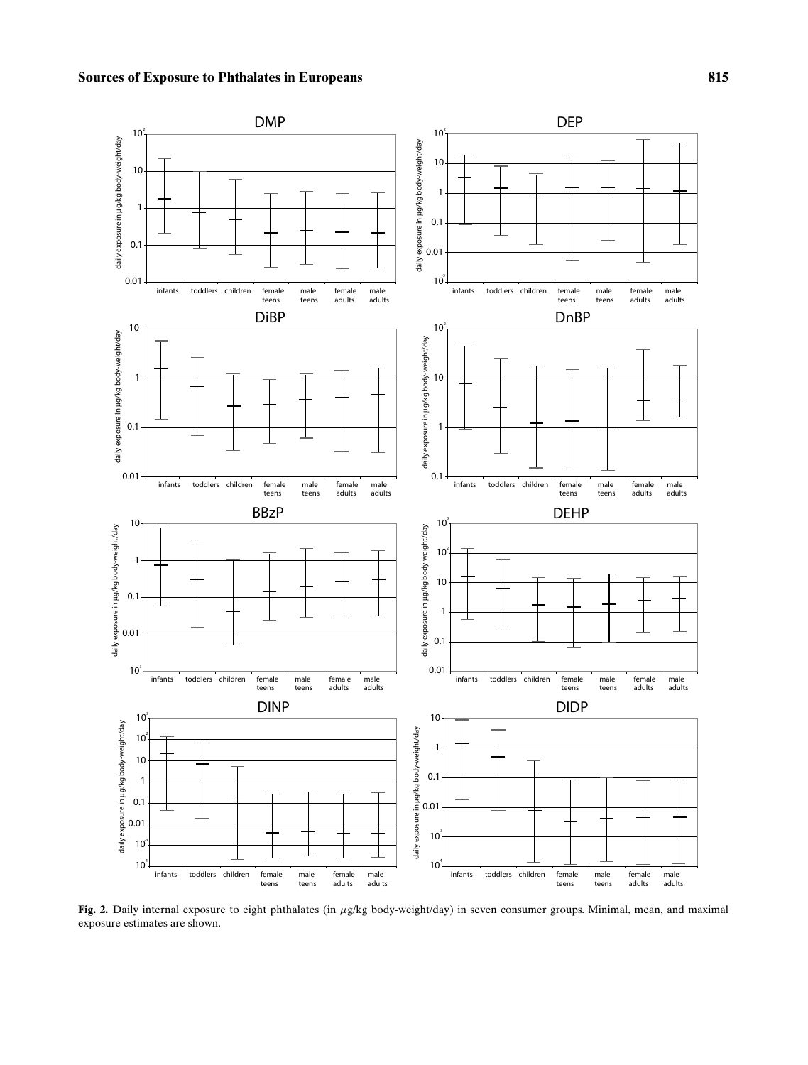**Fig. 2.** Daily internal exposure to eight phthalates (in $\mu$g/kg body-weight/day) in seven consumer groups. Minimal, mean, and maximal exposure estimates are shown.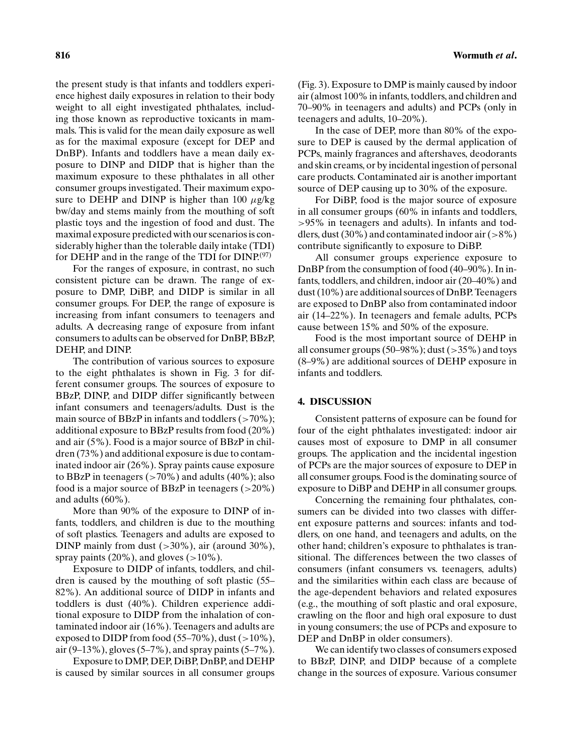the present study is that infants and toddlers experience highest daily exposures in relation to their body weight to all eight investigated phthalates, including those known as reproductive toxicants in mammals. This is valid for the mean daily exposure as well as for the maximal exposure (except for DEP and DnBP). Infants and toddlers have a mean daily exposure to DINP and DIDP that is higher than the maximum exposure to these phthalates in all other consumer groups investigated. Their maximum exposure to DEHP and DINP is higher than 100 $\mu$g/kg bw/day and stems mainly from the mouthing of soft plastic toys and the ingestion of food and dust. The maximal exposure predicted with our scenarios is considerably higher than the tolerable daily intake (TDI) for DEHP and in the range of the TDI for DINP.[97]

For the ranges of exposure, in contrast, no such consistent picture can be drawn. The range of exposure to DMP, DiBP, and DIDP is similar in all consumer groups. For DEP, the range of exposure is increasing from infant consumers to teenagers and adults. A decreasing range of exposure from infant consumers to adults can be observed for DnBP, BBzP, DEHP, and DINP.

The contribution of various sources to exposure to the eight phthalates is shown in Fig. 3 for different consumer groups. The sources of exposure to BBzP, DINP, and DIDP differ significantly between infant consumers and teenagers/adults. Dust is the main source of BBzP in infants and toddlers (>70%); additional exposure to BBzP results from food (20%) and air (5%). Food is a major source of BBzP in children (73%) and additional exposure is due to contaminated indoor air (26%). Spray paints cause exposure to BBzP in teenagers (>70%) and adults (40%); also food is a major source of BBzP in teenagers (>20%) and adults (60%).

More than 90% of the exposure to DINP of infants, toddlers, and children is due to the mouthing of soft plastics. Teenagers and adults are exposed to DINP mainly from dust (>30%), air (around 30%), spray paints (20%), and gloves (>10%).

Exposure to DIDP of infants, toddlers, and children is caused by the mouthing of soft plastic (55–82%). An additional source of DIDP in infants and toddlers is dust (40%). Children experience additional exposure to DIDP from the inhalation of contaminated indoor air (16%). Teenagers and adults are exposed to DIDP from food (55–70%), dust (>10%), air (9–13%), gloves (5–7%), and spray paints (5–7%).

Exposure to DMP, DEP, DiBP, DnBP, and DEHP is caused by similar sources in all consumer groups (Fig. 3). Exposure to DMP is mainly caused by indoor air (almost 100% in infants, toddlers, and children and 70–90% in teenagers and adults) and PCPs (only in teenagers and adults, 10–20%).

In the case of DEP, more than 80% of the exposure to DEP is caused by the dermal application of PCPs, mainly fragrances and aftershaves, deodorants and skin creams, or by incidental ingestion of personal care products. Contaminated air is another important source of DEP causing up to 30% of the exposure.

For DiBP, food is the major source of exposure in all consumer groups (60% in infants and toddlers, >95% in teenagers and adults). In infants and toddlers, dust (30%) and contaminated indoor air (>8%) contribute significantly to exposure to DiBP.

All consumer groups experience exposure to DnBP from the consumption of food (40–90%). In infants, toddlers, and children, indoor air (20–40%) and dust (10%) are additional sources of DnBP. Teenagers are exposed to DnBP also from contaminated indoor air (14–22%). In teenagers and female adults, PCPs cause between 15% and 50% of the exposure.

Food is the most important source of DEHP in all consumer groups (50–98%); dust (>35%) and toys (8–9%) are additional sources of DEHP exposure in infants and toddlers.

## 4. DISCUSSION

Consistent patterns of exposure can be found for four of the eight phthalates investigated: indoor air causes most of exposure to DMP in all consumer groups. The application and the incidental ingestion of PCPs are the major sources of exposure to DEP in all consumer groups. Food is the dominating source of exposure to DiBP and DEHP in all consumer groups.

Concerning the remaining four phthalates, consumers can be divided into two classes with different exposure patterns and sources: infants and toddlers, on one hand, and teenagers and adults, on the other hand; children's exposure to phthalates is transitional. The differences between the two classes of consumers (infant consumers vs. teenagers, adults) and the similarities within each class are because of the age-dependent behaviors and related exposures (e.g., the mouthing of soft plastic and oral exposure, crawling on the floor and high oral exposure to dust in young consumers; the use of PCPs and exposure to DEP and DnBP in older consumers).

We can identify two classes of consumers exposed to BBzP, DINP, and DIDP because of a complete change in the sources of exposure. Various consumer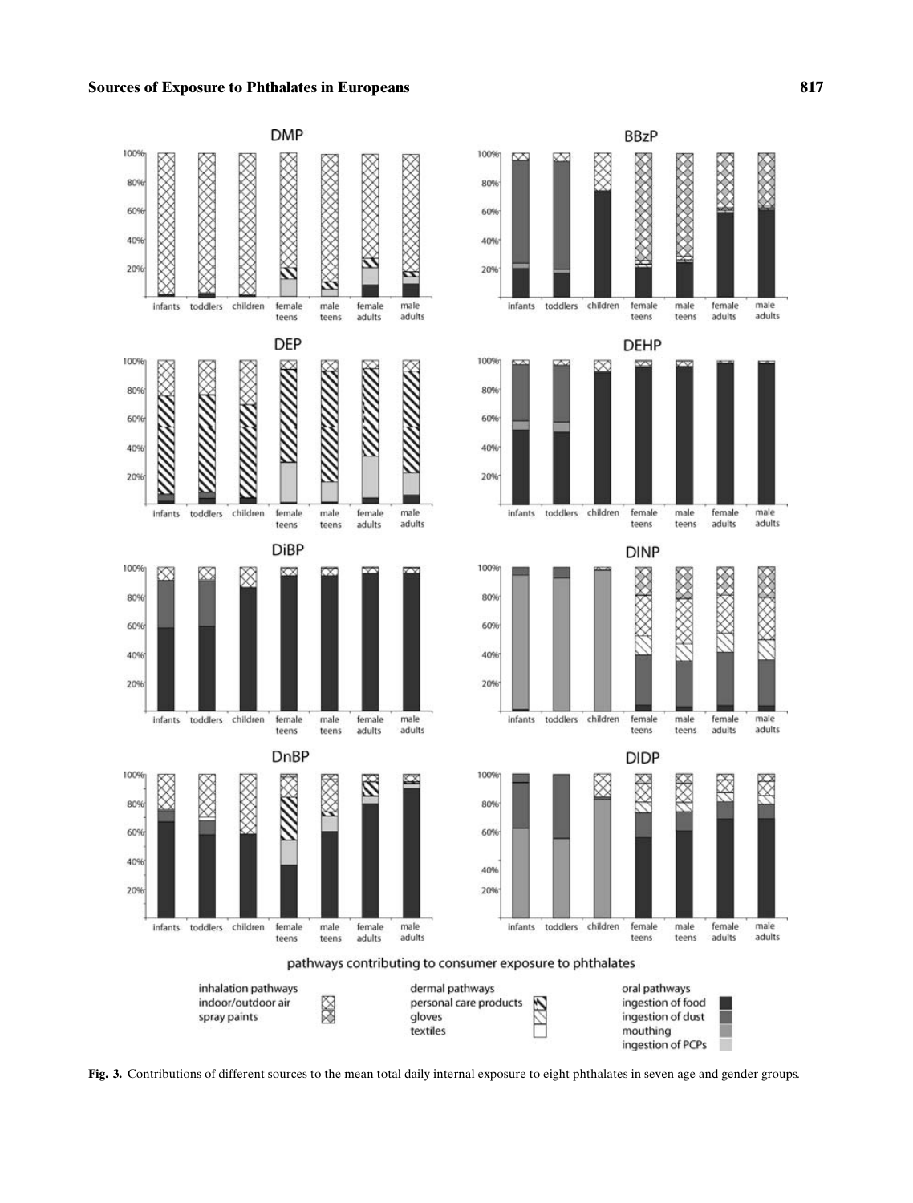**Fig. 3.** Contributions of different sources to the mean total daily internal exposure to eight phthalates in seven age and gender groups.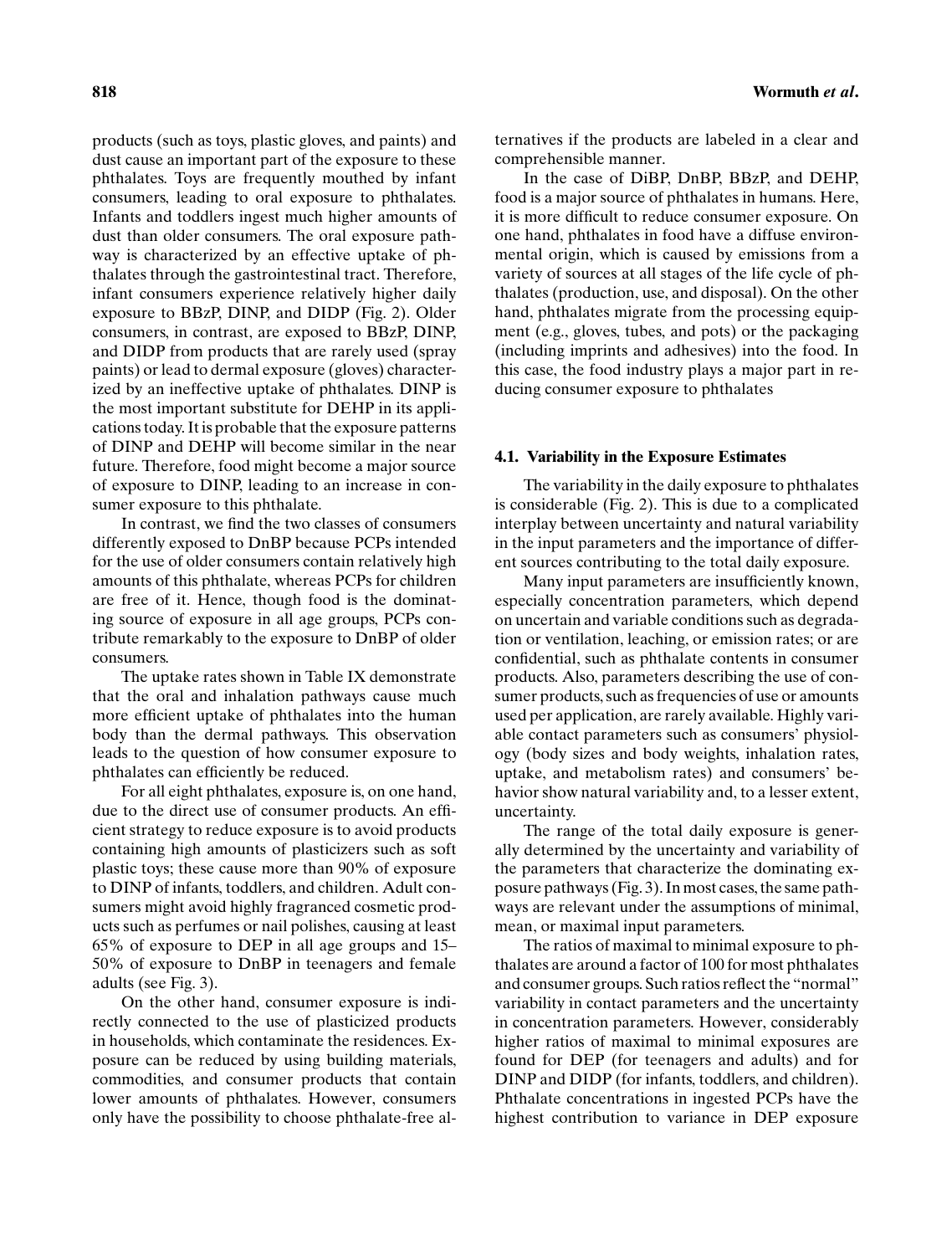products (such as toys, plastic gloves, and paints) and dust cause an important part of the exposure to these phthalates. Toys are frequently mouthed by infant consumers, leading to oral exposure to phthalates. Infants and toddlers ingest much higher amounts of dust than older consumers. The oral exposure pathway is characterized by an effective uptake of phthalates through the gastrointestinal tract. Therefore, infant consumers experience relatively higher daily exposure to BBzP, DINP, and DIDP (Fig. 2). Older consumers, in contrast, are exposed to BBzP, DINP, and DIDP from products that are rarely used (spray paints) or lead to dermal exposure (gloves) characterized by an ineffective uptake of phthalates. DINP is the most important substitute for DEHP in its applications today. It is probable that the exposure patterns of DINP and DEHP will become similar in the near future. Therefore, food might become a major source of exposure to DINP, leading to an increase in consumer exposure to this phthalate.

In contrast, we find the two classes of consumers differently exposed to DnBP because PCPs intended for the use of older consumers contain relatively high amounts of this phthalate, whereas PCPs for children are free of it. Hence, though food is the dominating source of exposure in all age groups, PCPs contribute remarkably to the exposure to DnBP of older consumers.

The uptake rates shown in Table IX demonstrate that the oral and inhalation pathways cause much more efficient uptake of phthalates into the human body than the dermal pathways. This observation leads to the question of how consumer exposure to phthalates can efficiently be reduced.

For all eight phthalates, exposure is, on one hand, due to the direct use of consumer products. An efficient strategy to reduce exposure is to avoid products containing high amounts of plasticizers such as soft plastic toys; these cause more than 90% of exposure to DINP of infants, toddlers, and children. Adult consumers might avoid highly fragranced cosmetic products such as perfumes or nail polishes, causing at least 65% of exposure to DEP in all age groups and 15–50% of exposure to DnBP in teenagers and female adults (see Fig. 3).

On the other hand, consumer exposure is indirectly connected to the use of plasticized products in households, which contaminate the residences. Exposure can be reduced by using building materials, commodities, and consumer products that contain lower amounts of phthalates. However, consumers only have the possibility to choose phthalate-free alternatives if the products are labeled in a clear and comprehensible manner.

In the case of DiBP, DnBP, BBzP, and DEHP, food is a major source of phthalates in humans. Here, it is more difficult to reduce consumer exposure. On one hand, phthalates in food have a diffuse environmental origin, which is caused by emissions from a variety of sources at all stages of the life cycle of phthalates (production, use, and disposal). On the other hand, phthalates migrate from the processing equipment (e.g., gloves, tubes, and pots) or the packaging (including imprints and adhesives) into the food. In this case, the food industry plays a major part in reducing consumer exposure to phthalates

### 4.1. Variability in the Exposure Estimates

The variability in the daily exposure to phthalates is considerable (Fig. 2). This is due to a complicated interplay between uncertainty and natural variability in the input parameters and the importance of different sources contributing to the total daily exposure.

Many input parameters are insufficiently known, especially concentration parameters, which depend on uncertain and variable conditions such as degradation or ventilation, leaching, or emission rates; or are confidential, such as phthalate contents in consumer products. Also, parameters describing the use of consumer products, such as frequencies of use or amounts used per application, are rarely available. Highly variable contact parameters such as consumers' physiology (body sizes and body weights, inhalation rates, uptake, and metabolism rates) and consumers' behavior show natural variability and, to a lesser extent, uncertainty.

The range of the total daily exposure is generally determined by the uncertainty and variability of the parameters that characterize the dominating exposure pathways (Fig. 3). In most cases, the same pathways are relevant under the assumptions of minimal, mean, or maximal input parameters.

The ratios of maximal to minimal exposure to phthalates are around a factor of 100 for most phthalates and consumer groups. Such ratios reflect the "normal" variability in contact parameters and the uncertainty in concentration parameters. However, considerably higher ratios of maximal to minimal exposures are found for DEP (for teenagers and adults) and for DINP and DIDP (for infants, toddlers, and children). Phthalate concentrations in ingested PCPs have the highest contribution to variance in DEP exposure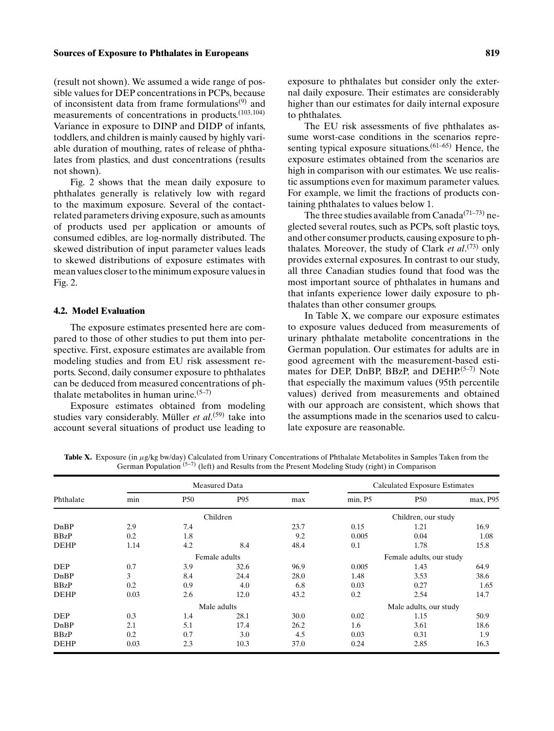(result not shown). We assumed a wide range of possible values for DEP concentrations in PCPs, because of inconsistent data from frame formulations[9] and measurements of concentrations in products.[103,104] Variance in exposure to DINP and DIDP of infants, toddlers, and children is mainly caused by highly variable duration of mouthing, rates of release of phthalates from plastics, and dust concentrations (results not shown).

Fig. 2 shows that the mean daily exposure to phthalates generally is relatively low with regard to the maximum exposure. Several of the contact-related parameters driving exposure, such as amounts of products used per application or amounts of consumed edibles, are log-normally distributed. The skewed distribution of input parameter values leads to skewed distributions of exposure estimates with mean values closer to the minimum exposure values in Fig. 2.

### 4.2. Model Evaluation

The exposure estimates presented here are compared to those of other studies to put them into perspective. First, exposure estimates are available from modeling studies and from EU risk assessment reports. Second, daily consumer exposure to phthalates can be deduced from measured concentrations of phthalate metabolites in human urine.[5–7]

Exposure estimates obtained from modeling studies vary considerably. Müller *et al*.[59] take into account several situations of product use leading to exposure to phthalates but consider only the external daily exposure. Their estimates are considerably higher than our estimates for daily internal exposure to phthalates.

The EU risk assessments of five phthalates assume worst-case conditions in the scenarios representing typical exposure situations.[61–65] Hence, the exposure estimates obtained from the scenarios are high in comparison with our estimates. We use realistic assumptions even for maximum parameter values. For example, we limit the fractions of products containing phthalates to values below 1.

The three studies available from Canada[71–73] neglected several routes, such as PCPs, soft plastic toys, and other consumer products, causing exposure to phthalates. Moreover, the study of Clark *et al*.[73] only provides external exposures. In contrast to our study, all three Canadian studies found that food was the most important source of phthalates in humans and that infants experience lower daily exposure to phthalates than other consumer groups.

In Table X, we compare our exposure estimates to exposure values deduced from measurements of urinary phthalate metabolite concentrations in the German population. Our estimates for adults are in good agreement with the measurement-based estimates for DEP, DnBP, BBzP, and DEHP.[5–7] Note that especially the maximum values (95th percentile values) derived from measurements and obtained with our approach are consistent, which shows that the assumptions made in the scenarios used to calculate exposure are reasonable.

**Table X.** Exposure (in $\mu$g/kg bw/day) Calculated from Urinary Concentrations of Phthalate Metabolites in Samples Taken from the German Population [5–7] (left) and Results from the Present Modeling Study (right) in Comparison

| Phthalate | Measured Data | | | | Calculated Exposure Estimates | | |
|---|---|---|---|---|---|---|---|
| | min | P50 | P95 | max | min, P5 | P50 | max, P95 |
| | | Children | | | | Children, our study | |
| DnBP | 2.9 | 7.4 | | 23.7 | 0.15 | 1.21 | 16.9 |
| BBzP | 0.2 | 1.8 | | 9.2 | 0.005 | 0.04 | 1.08 |
| DEHP | 1.14 | 4.2 | 8.4 | 48.4 | 0.1 | 1.78 | 15.8 |
| | | Female adults | | | | Female adults, our study | |
| DEP | 0.7 | 3.9 | 32.6 | 96.9 | 0.005 | 1.43 | 64.9 |
| DnBP | 3 | 8.4 | 24.4 | 28.0 | 1.48 | 3.53 | 38.6 |
| BBzP | 0.2 | 0.9 | 4.0 | 6.8 | 0.03 | 0.27 | 1.65 |
| DEHP | 0.03 | 2.6 | 12.0 | 43.2 | 0.2 | 2.54 | 14.7 |
| | | Male adults | | | | Male adults, our study | |
| DEP | 0.3 | 1.4 | 28.1 | 30.0 | 0.02 | 1.15 | 50.9 |
| DnBP | 2.1 | 5.1 | 17.4 | 26.2 | 1.6 | 3.61 | 18.6 |
| BBzP | 0.2 | 0.7 | 3.0 | 4.5 | 0.03 | 0.31 | 1.9 |
| DEHP | 0.03 | 2.3 | 10.3 | 37.0 | 0.24 | 2.85 | 16.3 |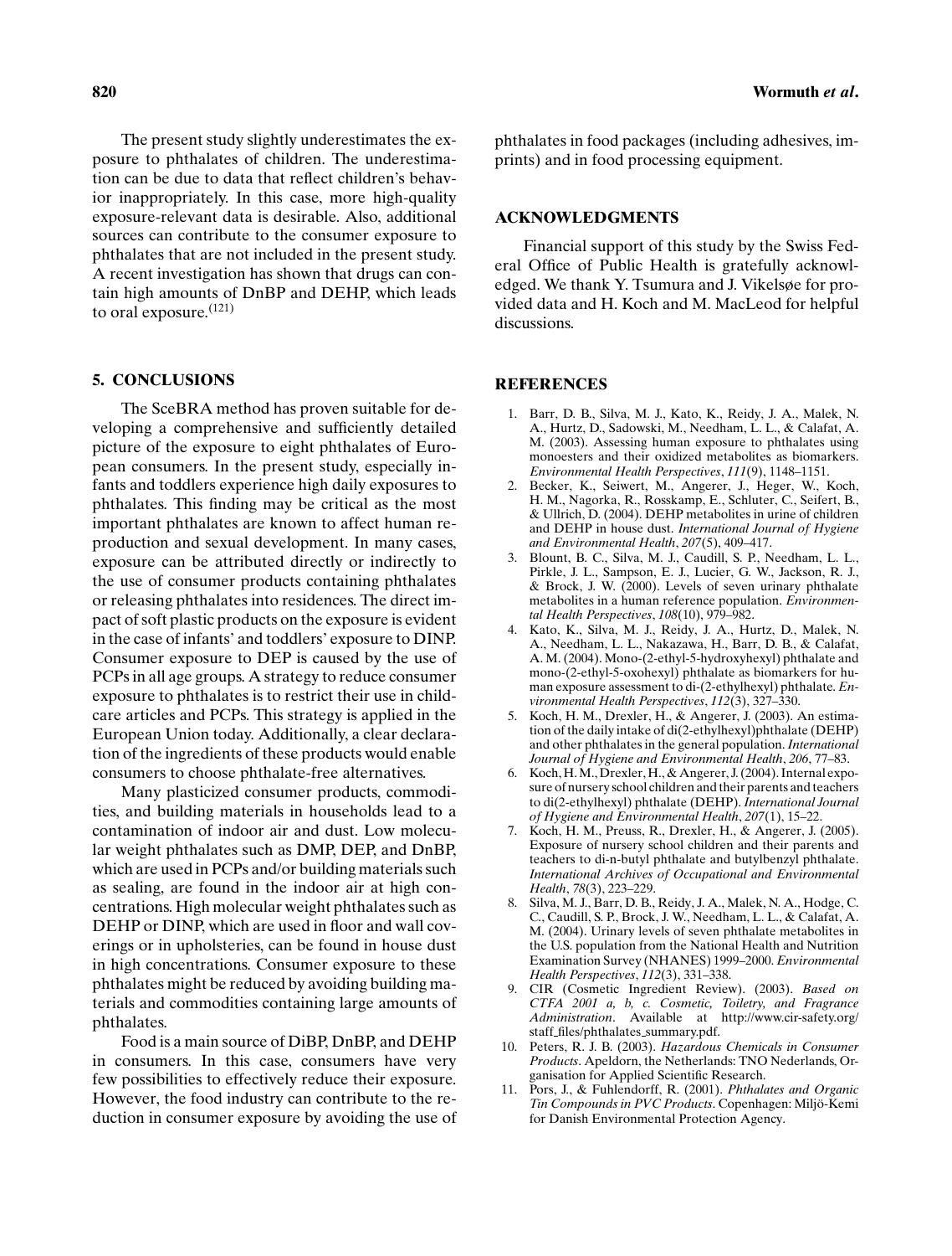The present study slightly underestimates the exposure to phthalates of children. The underestimation can be due to data that reflect children's behavior inappropriately. In this case, more high-quality exposure-relevant data is desirable. Also, additional sources can contribute to the consumer exposure to phthalates that are not included in the present study. A recent investigation has shown that drugs can contain high amounts of DnBP and DEHP, which leads to oral exposure.[121]

## 5. CONCLUSIONS

The SceBRA method has proven suitable for developing a comprehensive and sufficiently detailed picture of the exposure to eight phthalates of European consumers. In the present study, especially infants and toddlers experience high daily exposures to phthalates. This finding may be critical as the most important phthalates are known to affect human reproduction and sexual development. In many cases, exposure can be attributed directly or indirectly to the use of consumer products containing phthalates or releasing phthalates into residences. The direct impact of soft plastic products on the exposure is evident in the case of infants' and toddlers' exposure to DINP. Consumer exposure to DEP is caused by the use of PCPs in all age groups. A strategy to reduce consumer exposure to phthalates is to restrict their use in childcare articles and PCPs. This strategy is applied in the European Union today. Additionally, a clear declaration of the ingredients of these products would enable consumers to choose phthalate-free alternatives.

Many plasticized consumer products, commodities, and building materials in households lead to a contamination of indoor air and dust. Low molecular weight phthalates such as DMP, DEP, and DnBP, which are used in PCPs and/or building materials such as sealing, are found in the indoor air at high concentrations. High molecular weight phthalates such as DEHP or DINP, which are used in floor and wall coverings or in upholsteries, can be found in house dust in high concentrations. Consumer exposure to these phthalates might be reduced by avoiding building materials and commodities containing large amounts of phthalates.

Food is a main source of DiBP, DnBP, and DEHP in consumers. In this case, consumers have very few possibilities to effectively reduce their exposure. However, the food industry can contribute to the reduction in consumer exposure by avoiding the use of phthalates in food packages (including adhesives, imprints) and in food processing equipment.

## ACKNOWLEDGMENTS

Financial support of this study by the Swiss Federal Office of Public Health is gratefully acknowledged. We thank Y. Tsumura and J. Vikelsøe for provided data and H. Koch and M. MacLeod for helpful discussions.

## REFERENCES

1. Barr, D. B., Silva, M. J., Kato, K., Reidy, J. A., Malek, N. A., Hurtz, D., Sadowski, M., Needham, L. L., & Calafat, A. M. (2003). Assessing human exposure to phthalates using monoesters and their oxidized metabolites as biomarkers. *Environmental Health Perspectives*, *111*(9), 1148–1151.
2. Becker, K., Seiwert, M., Angerer, J., Heger, W., Koch, H. M., Nagorka, R., Rosskamp, E., Schluter, C., Seifert, B., & Ullrich, D. (2004). DEHP metabolites in urine of children and DEHP in house dust. *International Journal of Hygiene and Environmental Health*, *207*(5), 409–417.
3. Blount, B. C., Silva, M. J., Caudill, S. P., Needham, L. L., Pirkle, J. L., Sampson, E. J., Lucier, G. W., Jackson, R. J., & Brock, J. W. (2000). Levels of seven urinary phthalate metabolites in a human reference population. *Environmental Health Perspectives*, *108*(10), 979–982.
4. Kato, K., Silva, M. J., Reidy, J. A., Hurtz, D., Malek, N. A., Needham, L. L., Nakazawa, H., Barr, D. B., & Calafat, A. M. (2004). Mono-(2-ethyl-5-hydroxyhexyl) phthalate and mono-(2-ethyl-5-oxohexyl) phthalate as biomarkers for human exposure assessment to di-(2-ethylhexyl) phthalate. *Environmental Health Perspectives*, *112*(3), 327–330.
5. Koch, H. M., Drexler, H., & Angerer, J. (2003). An estimation of the daily intake of di(2-ethylhexyl)phthalate (DEHP) and other phthalates in the general population. *International Journal of Hygiene and Environmental Health*, *206*, 77–83.
6. Koch, H. M., Drexler, H., & Angerer, J. (2004). Internal exposure of nursery school children and their parents and teachers to di(2-ethylhexyl) phthalate (DEHP). *International Journal of Hygiene and Environmental Health*, *207*(1), 15–22.
7. Koch, H. M., Preuss, R., Drexler, H., & Angerer, J. (2005). Exposure of nursery school children and their parents and teachers to di-n-butyl phthalate and butylbenzyl phthalate. *International Archives of Occupational and Environmental Health*, *78*(3), 223–229.
8. Silva, M. J., Barr, D. B., Reidy, J. A., Malek, N. A., Hodge, C. C., Caudill, S. P., Brock, J. W., Needham, L. L., & Calafat, A. M. (2004). Urinary levels of seven phthalate metabolites in the U.S. population from the National Health and Nutrition Examination Survey (NHANES) 1999–2000. *Environmental Health Perspectives*, *112*(3), 331–338.
9. CIR (Cosmetic Ingredient Review). (2003). *Based on CTFA 2001 a, b, c. Cosmetic, Toiletry, and Fragrance Administration*. Available at http://www.cir-safety.org/staff_files/phthalates_summary.pdf.
10. Peters, R. J. B. (2003). *Hazardous Chemicals in Consumer Products*. Apeldorn, the Netherlands: TNO Nederlands, Organisation for Applied Scientific Research.
11. Pors, J., & Fuhlendorff, R. (2001). *Phthalates and Organic Tin Compounds in PVC Products*. Copenhagen: Miljö-Kemi for Danish Environmental Protection Agency.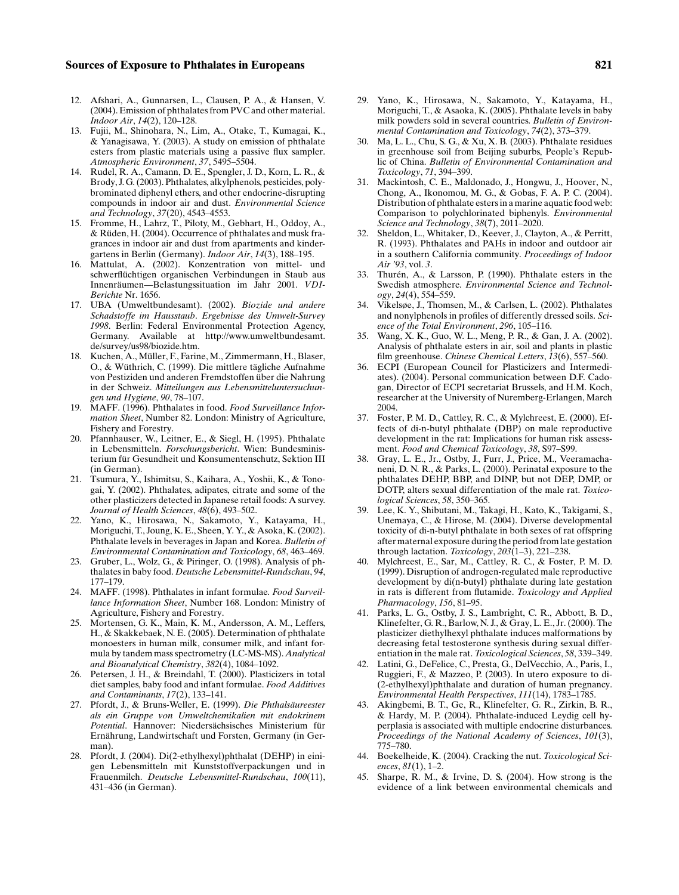12. Afshari, A., Gunnarsen, L., Clausen, P. A., & Hansen, V. (2004). Emission of phthalates from PVC and other material. *Indoor Air*, *14*(2), 120–128.
13. Fujii, M., Shinohara, N., Lim, A., Otake, T., Kumagai, K., & Yanagisawa, Y. (2003). A study on emission of phthalate esters from plastic materials using a passive flux sampler. *Atmospheric Environment*, *37*, 5495–5504.
14. Rudel, R. A., Camann, D. E., Spengler, J. D., Korn, L. R., & Brody, J. G. (2003). Phthalates, alkylphenols, pesticides, polybrominated diphenyl ethers, and other endocrine-disrupting compounds in indoor air and dust. *Environmental Science and Technology*, *37*(20), 4543–4553.
15. Fromme, H., Lahrz, T., Piloty, M., Gebhart, H., Oddoy, A., & Rüden, H. (2004). Occurrence of phthalates and musk fragrances in indoor air and dust from apartments and kindergartens in Berlin (Germany). *Indoor Air*, *14*(3), 188–195.
16. Mattulat, A. (2002). Konzentration von mittel- und schwerflüchtigen organischen Verbindungen in Staub aus Innenräumen—Belastungssituation im Jahr 2001. *VDI-Berichte* Nr. 1656.
17. UBA (Umweltbundesamt). (2002). *Biozide und andere Schadstoffe im Hausstaub*. *Ergebnisse des Umwelt-Survey 1998*. Berlin: Federal Environmental Protection Agency, Germany. Available at http://www.umweltbundesamt.de/survey/us98/biozide.htm.
18. Kuchen, A., Müller, F., Farine, M., Zimmermann, H., Blaser, O., & Wüthrich, C. (1999). Die mittlere tägliche Aufnahme von Pestiziden und anderen Fremdstoffen über die Nahrung in der Schweiz. *Mitteilungen aus Lebensmitteluntersuchungen und Hygiene*, *90*, 78–107.
19. MAFF. (1996). Phthalates in food. *Food Surveillance Information Sheet*, Number 82. London: Ministry of Agriculture, Fishery and Forestry.
20. Pfannhauser, W., Leitner, E., & Siegl, H. (1995). Phthalate in Lebensmitteln. *Forschungsbericht*. Wien: Bundesministerium für Gesundheit und Konsumentenschutz, Sektion III (in German).
21. Tsumura, Y., Ishimitsu, S., Kaihara, A., Yoshii, K., & Tonogai, Y. (2002). Phthalates, adipates, citrate and some of the other plasticizers detected in Japanese retail foods: A survey. *Journal of Health Sciences*, *48*(6), 493–502.
22. Yano, K., Hirosawa, N., Sakamoto, Y., Katayama, H., Moriguchi, T., Joung, K. E., Sheen, Y. Y., & Asoka, K. (2002). Phthalate levels in beverages in Japan and Korea. *Bulletin of Environmental Contamination and Toxicology*, *68*, 463–469.
23. Gruber, L., Wolz, G., & Piringer, O. (1998). Analysis of phthalates in baby food. *Deutsche Lebensmittel-Rundschau*, *94*, 177–179.
24. MAFF. (1998). Phthalates in infant formulae. *Food Surveillance Information Sheet*, Number 168. London: Ministry of Agriculture, Fishery and Forestry.
25. Mortensen, G. K., Main, K. M., Andersson, A. M., Leffers, H., & Skakkebaek, N. E. (2005). Determination of phthalate monoesters in human milk, consumer milk, and infant formula by tandem mass spectrometry (LC-MS-MS). *Analytical and Bioanalytical Chemistry*, *382*(4), 1084–1092.
26. Petersen, J. H., & Breindahl, T. (2000). Plasticizers in total diet samples, baby food and infant formulae. *Food Additives and Contaminants*, *17*(2), 133–141.
27. Pfordt, J., & Bruns-Weller, E. (1999). *Die Phthalsäureester als ein Gruppe von Umweltchemikalien mit endokrinem Potential*. Hannover: Niedersächsisches Ministerium für Ernährung, Landwirtschaft und Forsten, Germany (in German).
28. Pfordt, J. (2004). Di(2-ethylhexyl)phthalat (DEHP) in einigen Lebensmitteln mit Kunststoffverpackungen und in Frauenmilch. *Deutsche Lebensmittel-Rundschau*, *100*(11), 431–436 (in German).
29. Yano, K., Hirosawa, N., Sakamoto, Y., Katayama, H., Moriguchi, T., & Asaoka, K. (2005). Phthalate levels in baby milk powders sold in several countries. *Bulletin of Environmental Contamination and Toxicology*, *74*(2), 373–379.
30. Ma, L. L., Chu, S. G., & Xu, X. B. (2003). Phthalate residues in greenhouse soil from Beijing suburbs, People's Republic of China. *Bulletin of Environmental Contamination and Toxicology*, *71*, 394–399.
31. Mackintosh, C. E., Maldonado, J., Hongwu, J., Hoover, N., Chong, A., Ikonomou, M. G., & Gobas, F. A. P. C. (2004). Distribution of phthalate esters in a marine aquatic food web: Comparison to polychlorinated biphenyls. *Environmental Science and Technology*, *38*(7), 2011–2020.
32. Sheldon, L., Whitaker, D., Keever, J., Clayton, A., & Perritt, R. (1993). Phthalates and PAHs in indoor and outdoor air in a southern California community. *Proceedings of Indoor Air '93*, vol. *3*.
33. Thurén, A., & Larsson, P. (1990). Phthalate esters in the Swedish atmosphere. *Environmental Science and Technology*, *24*(4), 554–559.
34. Vikelsøe, J., Thomsen, M., & Carlsen, L. (2002). Phthalates and nonylphenols in profiles of differently dressed soils. *Science of the Total Environment*, *296*, 105–116.
35. Wang, X. K., Guo, W. L., Meng, P. R., & Gan, J. A. (2002). Analysis of phthalate esters in air, soil and plants in plastic film greenhouse. *Chinese Chemical Letters*, *13*(6), 557–560.
36. ECPI (European Council for Plasticizers and Intermediates). (2004). Personal communication between D.F. Cadogan, Director of ECPI secretariat Brussels, and H.M. Koch, researcher at the University of Nuremberg-Erlangen, March 2004.
37. Foster, P. M. D., Cattley, R. C., & Mylchreest, E. (2000). Effects of di-n-butyl phthalate (DBP) on male reproductive development in the rat: Implications for human risk assessment. *Food and Chemical Toxicology*, *38*, S97–S99.
38. Gray, L. E., Jr., Ostby, J., Furr, J., Price, M., Veeramachaneni, D. N. R., & Parks, L. (2000). Perinatal exposure to the phthalates DEHP, BBP, and DINP, but not DEP, DMP, or DOTP, alters sexual differentiation of the male rat. *Toxicological Sciences*, *58*, 350–365.
39. Lee, K. Y., Shibutani, M., Takagi, H., Kato, K., Takigami, S., Unemaya, C., & Hirose, M. (2004). Diverse developmental toxicity of di-n-butyl phthalate in both sexes of rat offspring after maternal exposure during the period from late gestation through lactation. *Toxicology*, *203*(1–3), 221–238.
40. Mylchreest, E., Sar, M., Cattley, R. C., & Foster, P. M. D. (1999). Disruption of androgen-regulated male reproductive development by di(n-butyl) phthalate during late gestation in rats is different from flutamide. *Toxicology and Applied Pharmacology*, *156*, 81–95.
41. Parks, L. G., Ostby, J. S., Lambright, C. R., Abbott, B. D., Klinefelter, G. R., Barlow, N. J., & Gray, L. E., Jr. (2000). The plasticizer diethylhexyl phthalate induces malformations by decreasing fetal testosterone synthesis during sexual differentiation in the male rat. *Toxicological Sciences*, *58*, 339–349.
42. Latini, G., DeFelice, C., Presta, G., DelVecchio, A., Paris, I., Ruggieri, F., & Mazzeo, P. (2003). In utero exposure to di-(2-ethylhexyl)phthalate and duration of human pregnancy. *Environmental Health Perspectives*, *111*(14), 1783–1785.
43. Akingbemi, B. T., Ge, R., Klinefelter, G. R., Zirkin, B. R., & Hardy, M. P. (2004). Phthalate-induced Leydig cell hyperplasia is associated with multiple endocrine disturbances. *Proceedings of the National Academy of Sciences*, *101*(3), 775–780.
44. Boekelheide, K. (2004). Cracking the nut. *Toxicological Sciences*, *81*(1), 1–2.
45. Sharpe, R. M., & Irvine, D. S. (2004). How strong is the evidence of a link between environmental chemicals and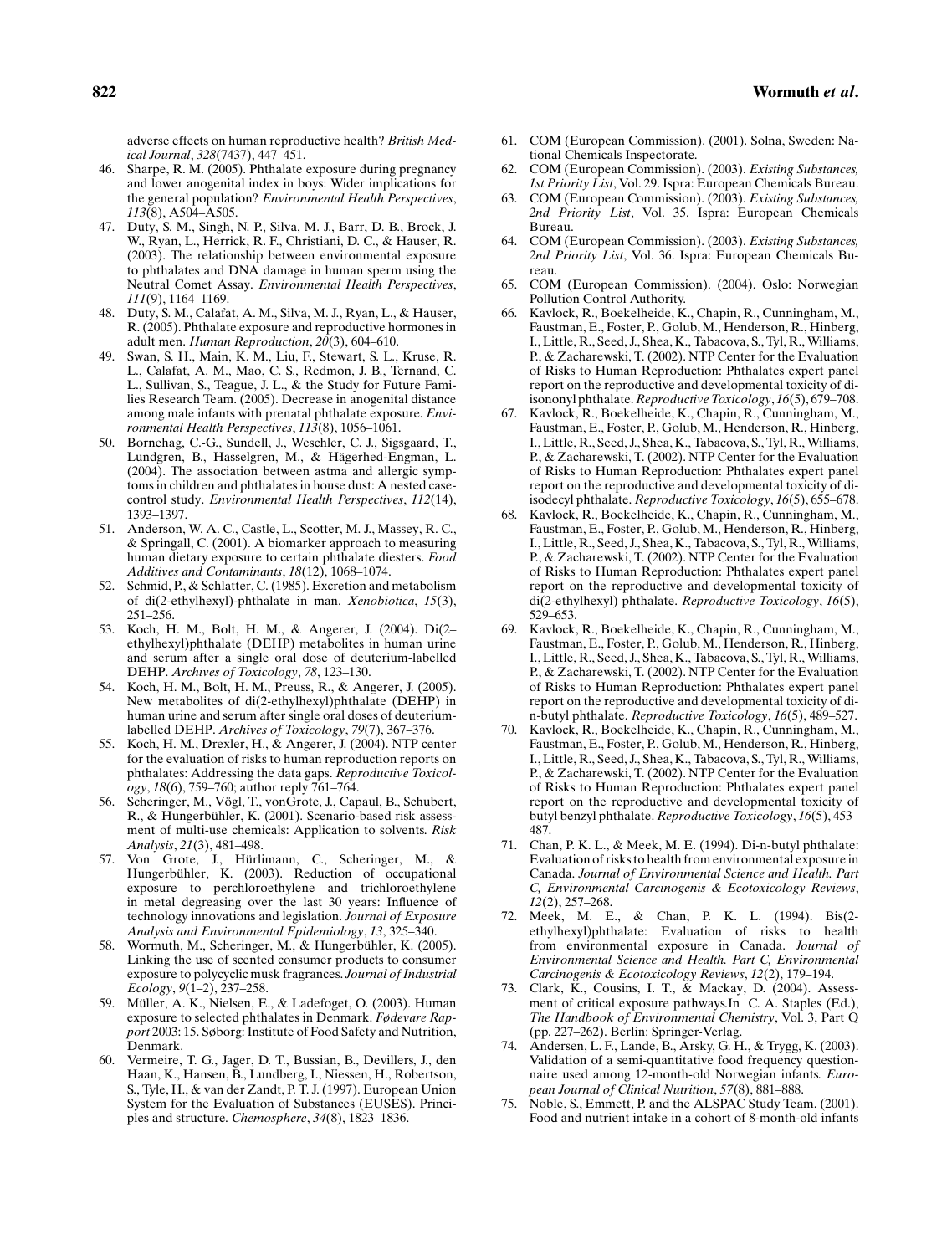adverse effects on human reproductive health? *British Medical Journal*, *328*(7437), 447–451.

46. Sharpe, R. M. (2005). Phthalate exposure during pregnancy and lower anogenital index in boys: Wider implications for the general population? *Environmental Health Perspectives*, *113*(8), A504–A505.
47. Duty, S. M., Singh, N. P., Silva, M. J., Barr, D. B., Brock, J. W., Ryan, L., Herrick, R. F., Christiani, D. C., & Hauser, R. (2003). The relationship between environmental exposure to phthalates and DNA damage in human sperm using the Neutral Comet Assay. *Environmental Health Perspectives*, *111*(9), 1164–1169.
48. Duty, S. M., Calafat, A. M., Silva, M. J., Ryan, L., & Hauser, R. (2005). Phthalate exposure and reproductive hormones in adult men. *Human Reproduction*, *20*(3), 604–610.
49. Swan, S. H., Main, K. M., Liu, F., Stewart, S. L., Kruse, R. L., Calafat, A. M., Mao, C. S., Redmon, J. B., Ternand, C. L., Sullivan, S., Teague, J. L., & the Study for Future Families Research Team. (2005). Decrease in anogenital distance among male infants with prenatal phthalate exposure. *Environmental Health Perspectives*, *113*(8), 1056–1061.
50. Bornehag, C.-G., Sundell, J., Weschler, C. J., Sigsgaard, T., Lundgren, B., Hasselgren, M., & Hägerhed-Engman, L. (2004). The association between astma and allergic symptoms in children and phthalates in house dust: A nested case-control study. *Environmental Health Perspectives*, *112*(14), 1393–1397.
51. Anderson, W. A. C., Castle, L., Scotter, M. J., Massey, R. C., & Springall, C. (2001). A biomarker approach to measuring human dietary exposure to certain phthalate diesters. *Food Additives and Contaminants*, *18*(12), 1068–1074.
52. Schmid, P., & Schlatter, C. (1985). Excretion and metabolism of di(2-ethylhexyl)-phthalate in man. *Xenobiotica*, *15*(3), 251–256.
53. Koch, H. M., Bolt, H. M., & Angerer, J. (2004). Di(2–ethylhexyl)phthalate (DEHP) metabolites in human urine and serum after a single oral dose of deuterium-labelled DEHP. *Archives of Toxicology*, *78*, 123–130.
54. Koch, H. M., Bolt, H. M., Preuss, R., & Angerer, J. (2005). New metabolites of di(2-ethylhexyl)phthalate (DEHP) in human urine and serum after single oral doses of deuterium-labelled DEHP. *Archives of Toxicology*, *79*(7), 367–376.
55. Koch, H. M., Drexler, H., & Angerer, J. (2004). NTP center for the evaluation of risks to human reproduction reports on phthalates: Addressing the data gaps. *Reproductive Toxicology*, *18*(6), 759–760; author reply 761–764.
56. Scheringer, M., Vögl, T., vonGrote, J., Capaul, B., Schubert, R., & Hungerbühler, K. (2001). Scenario-based risk assessment of multi-use chemicals: Application to solvents. *Risk Analysis*, *21*(3), 481–498.
57. Von Grote, J., Hürlimann, C., Scheringer, M., & Hungerbühler, K. (2003). Reduction of occupational exposure to perchloroethylene and trichloroethylene in metal degreasing over the last 30 years: Influence of technology innovations and legislation. *Journal of Exposure Analysis and Environmental Epidemiology*, *13*, 325–340.
58. Wormuth, M., Scheringer, M., & Hungerbühler, K. (2005). Linking the use of scented consumer products to consumer exposure to polycyclic musk fragrances. *Journal of Industrial Ecology*, *9*(1–2), 237–258.
59. Müller, A. K., Nielsen, E., & Ladefoget, O. (2003). Human exposure to selected phthalates in Denmark. *Fødevare Rapport* 2003: 15. Søborg: Institute of Food Safety and Nutrition, Denmark.
60. Vermeire, T. G., Jager, D. T., Bussian, B., Devillers, J., den Haan, K., Hansen, B., Lundberg, I., Niessen, H., Robertson, S., Tyle, H., & van der Zandt, P. T. J. (1997). European Union System for the Evaluation of Substances (EUSES). Principles and structure. *Chemosphere*, *34*(8), 1823–1836.
61. COM (European Commission). (2001). Solna, Sweden: National Chemicals Inspectorate.
62. COM (European Commission). (2003). *Existing Substances, 1st Priority List*, Vol. 29. Ispra: European Chemicals Bureau.
63. COM (European Commission). (2003). *Existing Substances, 2nd Priority List*, Vol. 35. Ispra: European Chemicals Bureau.
64. COM (European Commission). (2003). *Existing Substances, 2nd Priority List*, Vol. 36. Ispra: European Chemicals Bureau.
65. COM (European Commission). (2004). Oslo: Norwegian Pollution Control Authority.
66. Kavlock, R., Boekelheide, K., Chapin, R., Cunningham, M., Faustman, E., Foster, P., Golub, M., Henderson, R., Hinberg, I., Little, R., Seed, J., Shea, K., Tabacova, S., Tyl, R., Williams, P., & Zacharewski, T. (2002). NTP Center for the Evaluation of Risks to Human Reproduction: Phthalates expert panel report on the reproductive and developmental toxicity of di-isononyl phthalate. *Reproductive Toxicology*, *16*(5), 679–708.
67. Kavlock, R., Boekelheide, K., Chapin, R., Cunningham, M., Faustman, E., Foster, P., Golub, M., Henderson, R., Hinberg, I., Little, R., Seed, J., Shea, K., Tabacova, S., Tyl, R., Williams, P., & Zacharewski, T. (2002). NTP Center for the Evaluation of Risks to Human Reproduction: Phthalates expert panel report on the reproductive and developmental toxicity of di-isodecyl phthalate. *Reproductive Toxicology*, *16*(5), 655–678.
68. Kavlock, R., Boekelheide, K., Chapin, R., Cunningham, M., Faustman, E., Foster, P., Golub, M., Henderson, R., Hinberg, I., Little, R., Seed, J., Shea, K., Tabacova, S., Tyl, R., Williams, P., & Zacharewski, T. (2002). NTP Center for the Evaluation of Risks to Human Reproduction: Phthalates expert panel report on the reproductive and developmental toxicity of di(2-ethylhexyl) phthalate. *Reproductive Toxicology*, *16*(5), 529–653.
69. Kavlock, R., Boekelheide, K., Chapin, R., Cunningham, M., Faustman, E., Foster, P., Golub, M., Henderson, R., Hinberg, I., Little, R., Seed, J., Shea, K., Tabacova, S., Tyl, R., Williams, P., & Zacharewski, T. (2002). NTP Center for the Evaluation of Risks to Human Reproduction: Phthalates expert panel report on the reproductive and developmental toxicity of di-n-butyl phthalate. *Reproductive Toxicology*, *16*(5), 489–527.
70. Kavlock, R., Boekelheide, K., Chapin, R., Cunningham, M., Faustman, E., Foster, P., Golub, M., Henderson, R., Hinberg, I., Little, R., Seed, J., Shea, K., Tabacova, S., Tyl, R., Williams, P., & Zacharewski, T. (2002). NTP Center for the Evaluation of Risks to Human Reproduction: Phthalates expert panel report on the reproductive and developmental toxicity of butyl benzyl phthalate. *Reproductive Toxicology*, *16*(5), 453–487.
71. Chan, P. K. L., & Meek, M. E. (1994). Di-n-butyl phthalate: Evaluation of risks to health from environmental exposure in Canada. *Journal of Environmental Science and Health. Part C, Environmental Carcinogenis & Ecotoxicology Reviews*, *12*(2), 257–268.
72. Meek, M. E., & Chan, P. K. L. (1994). Bis(2-ethylhexyl)phthalate: Evaluation of risks to health from environmental exposure in Canada. *Journal of Environmental Science and Health. Part C, Environmental Carcinogenis & Ecotoxicology Reviews*, *12*(2), 179–194.
73. Clark, K., Cousins, I. T., & Mackay, D. (2004). Assessment of critical exposure pathways.In C. A. Staples (Ed.), *The Handbook of Environmental Chemistry*, Vol. 3, Part Q (pp. 227–262). Berlin: Springer-Verlag.
74. Andersen, L. F., Lande, B., Arsky, G. H., & Trygg, K. (2003). Validation of a semi-quantitative food frequency questionnaire used among 12-month-old Norwegian infants. *European Journal of Clinical Nutrition*, *57*(8), 881–888.
75. Noble, S., Emmett, P. and the ALSPAC Study Team. (2001). Food and nutrient intake in a cohort of 8-month-old infants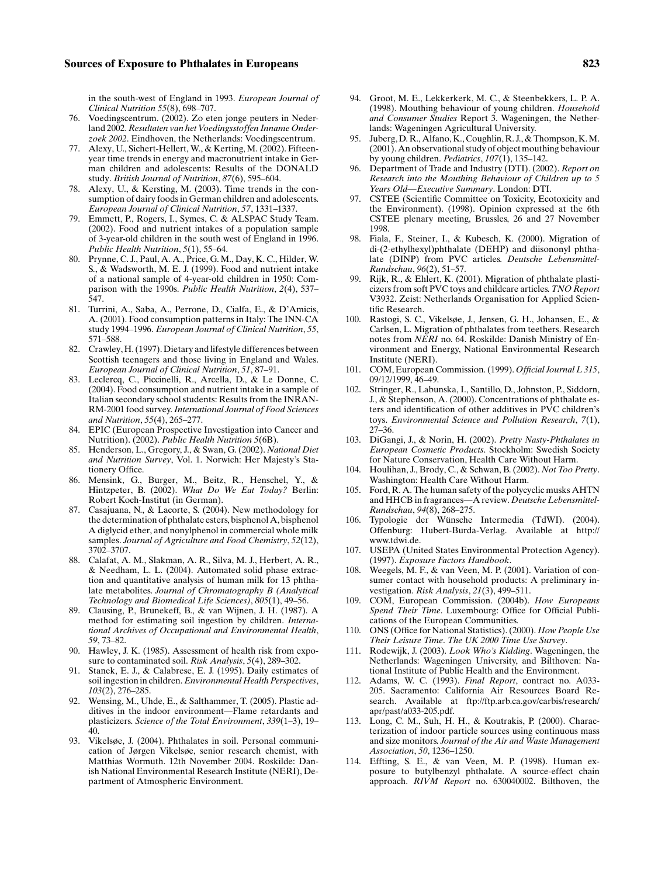in the south-west of England in 1993. *European Journal of Clinical Nutrition 55*(8), 698–707.

76. Voedingscentrum. (2002). Zo eten jonge peuters in Nederland 2002. *Resultaten van het Voedingsstoffen Inname Onderzoek 2002*. Eindhoven, the Netherlands: Voedingscentrum.
77. Alexy, U., Sichert-Hellert, W., & Kerting, M. (2002). Fifteen-year time trends in energy and macronutrient intake in German children and adolescents: Results of the DONALD study. *British Journal of Nutrition*, *87*(6), 595–604.
78. Alexy, U., & Kersting, M. (2003). Time trends in the consumption of dairy foods in German children and adolescents. *European Journal of Clinical Nutrition*, *57*, 1331–1337.
79. Emmett, P., Rogers, I., Symes, C. & ALSPAC Study Team. (2002). Food and nutrient intakes of a population sample of 3-year-old children in the south west of England in 1996. *Public Health Nutrition*, *5*(1), 55–64.
80. Prynne, C. J., Paul, A. A., Price, G. M., Day, K. C., Hilder, W. S., & Wadsworth, M. E. J. (1999). Food and nutrient intake of a national sample of 4-year-old children in 1950: Comparison with the 1990s. *Public Health Nutrition*, *2*(4), 537–547.
81. Turrini, A., Saba, A., Perrone, D., Cialfa, E., & D'Amicis, A. (2001). Food consumption patterns in Italy: The INN-CA study 1994–1996. *European Journal of Clinical Nutrition*, *55*, 571–588.
82. Crawley, H. (1997). Dietary and lifestyle differences between Scottish teenagers and those living in England and Wales. *European Journal of Clinical Nutrition*, *51*, 87–91.
83. Leclercq, C., Piccinelli, R., Arcella, D., & Le Donne, C. (2004). Food consumption and nutrient intake in a sample of Italian secondary school students: Results from the INRAN-RM-2001 food survey. *International Journal of Food Sciences and Nutrition*, *55*(4), 265–277.
84. EPIC (European Prospective Investigation into Cancer and Nutrition). (2002). *Public Health Nutrition 5*(6B).
85. Henderson, L., Gregory, J., & Swan, G. (2002). *National Diet and Nutrition Survey*, Vol. 1. Norwich: Her Majesty's Stationery Office.
86. Mensink, G., Burger, M., Beitz, R., Henschel, Y., & Hintzpeter, B. (2002). *What Do We Eat Today?* Berlin: Robert Koch-Institut (in German).
87. Casajuana, N., & Lacorte, S. (2004). New methodology for the determination of phthalate esters, bisphenol A, bisphenol A diglycid ether, and nonylphenol in commercial whole milk samples. *Journal of Agriculture and Food Chemistry*, *52*(12), 3702–3707.
88. Calafat, A. M., Slakman, A. R., Silva, M. J., Herbert, A. R., & Needham, L. L. (2004). Automated solid phase extraction and quantitative analysis of human milk for 13 phthalate metabolites. *Journal of Chromatography B (Analytical Technology and Biomedical Life Sciences)*, *805*(1), 49–56.
89. Clausing, P., Brunekeff, B., & van Wijnen, J. H. (1987). A method for estimating soil ingestion by children. *International Archives of Occupational and Environmental Health*, *59*, 73–82.
90. Hawley, J. K. (1985). Assessment of health risk from exposure to contaminated soil. *Risk Analysis*, *5*(4), 289–302.
91. Stanek, E. J., & Calabrese, E. J. (1995). Daily estimates of soil ingestion in children. *Environmental Health Perspectives*, *103*(2), 276–285.
92. Wensing, M., Uhde, E., & Salthammer, T. (2005). Plastic additives in the indoor environment—Flame retardants and plasticizers. *Science of the Total Environment*, *339*(1–3), 19–40.
93. Vikelsøe, J. (2004). Phthalates in soil. Personal communication of Jørgen Vikelsøe, senior research chemist, with Matthias Wormuth. 12th November 2004. Roskilde: Danish National Environmental Research Institute (NERI), Department of Atmospheric Environment.
94. Groot, M. E., Lekkerkerk, M. C., & Steenbekkers, L. P. A. (1998). Mouthing behaviour of young children. *Household and Consumer Studies* Report 3. Wageningen, the Netherlands: Wageningen Agricultural University.
95. Juberg, D. R., Alfano, K., Coughlin, R. J., & Thompson, K. M. (2001). An observational study of object mouthing behaviour by young children. *Pediatrics*, *107*(1), 135–142.
96. Department of Trade and Industry (DTI). (2002). *Report on Research into the Mouthing Behaviour of Children up to 5 Years Old—Executive Summary*. London: DTI.
97. CSTEE (Scientific Committee on Toxicity, Ecotoxicity and the Environment). (1998). Opinion expressed at the 6th CSTEE plenary meeting, Brussels, 26 and 27 November 1998.
98. Fiala, F., Steiner, I., & Kubesch, K. (2000). Migration of di-(2-ethylhexyl)phthalate (DEHP) and diisononyl phthalate (DINP) from PVC articles. *Deutsche Lebensmittel-Rundschau*, *96*(2), 51–57.
99. Rijk, R., & Ehlert, K. (2001). Migration of phthalate plasticizers from soft PVC toys and childcare articles. *TNO Report* V3932. Zeist: Netherlands Organisation for Applied Scientific Research.
100. Rastogi, S. C., Vikelsøe, J., Jensen, G. H., Johansen, E., & Carlsen, L. Migration of phthalates from teethers. Research notes from *NERI* no. 64. Roskilde: Danish Ministry of Environment and Energy, National Environmental Research Institute (NERI).
101. COM, European Commission. (1999). *Official Journal L 315*, 09/12/1999, 46–49.
102. Stringer, R., Labunska, I., Santillo, D., Johnston, P., Siddorn, J., & Stephenson, A. (2000). Concentrations of phthalate esters and identification of other additives in PVC children's toys. *Environmental Science and Pollution Research*, *7*(1), 27–36.
103. DiGangi, J., & Norin, H. (2002). *Pretty Nasty-Phthalates in European Cosmetic Products*. Stockholm: Swedish Society for Nature Conservation, Health Care Without Harm.
104. Houlihan, J., Brody, C., & Schwan, B. (2002). *Not Too Pretty*. Washington: Health Care Without Harm.
105. Ford, R. A. The human safety of the polycyclic musks AHTN and HHCB in fragrances—A review. *Deutsche Lebensmittel-Rundschau*, *94*(8), 268–275.
106. Typologie der Wünsche Intermedia (TdWI). (2004). Offenburg: Hubert-Burda-Verlag. Available at http://www.tdwi.de.
107. USEPA (United States Environmental Protection Agency). (1997). *Exposure Factors Handbook*.
108. Weegels, M. F., & van Veen, M. P. (2001). Variation of consumer contact with household products: A preliminary investigation. *Risk Analysis*, *21*(3), 499–511.
109. COM, European Commission. (2004b). *How Europeans Spend Their Time*. Luxembourg: Office for Official Publications of the European Communities.
110. ONS (Office for National Statistics). (2000). *How People Use Their Leisure Time*. *The UK 2000 Time Use Survey*.
111. Rodewijk, J. (2003). *Look Who's Kidding*. Wageningen, the Netherlands: Wageningen University, and Bilthoven: National Institute of Public Health and the Environment.
112. Adams, W. C. (1993). *Final Report*, contract no. A033-205. Sacramento: California Air Resources Board Research. Available at ftp://ftp.arb.ca.gov/carbis/research/apr/past/a033-205.pdf.
113. Long, C. M., Suh, H. H., & Koutrakis, P. (2000). Characterization of indoor particle sources using continuous mass and size monitors. *Journal of the Air and Waste Management Association*, *50*, 1236–1250.
114. Effting, S. E., & van Veen, M. P. (1998). Human exposure to butylbenzyl phthalate. A source-effect chain approach. *RIVM Report* no. 630040002. Bilthoven, the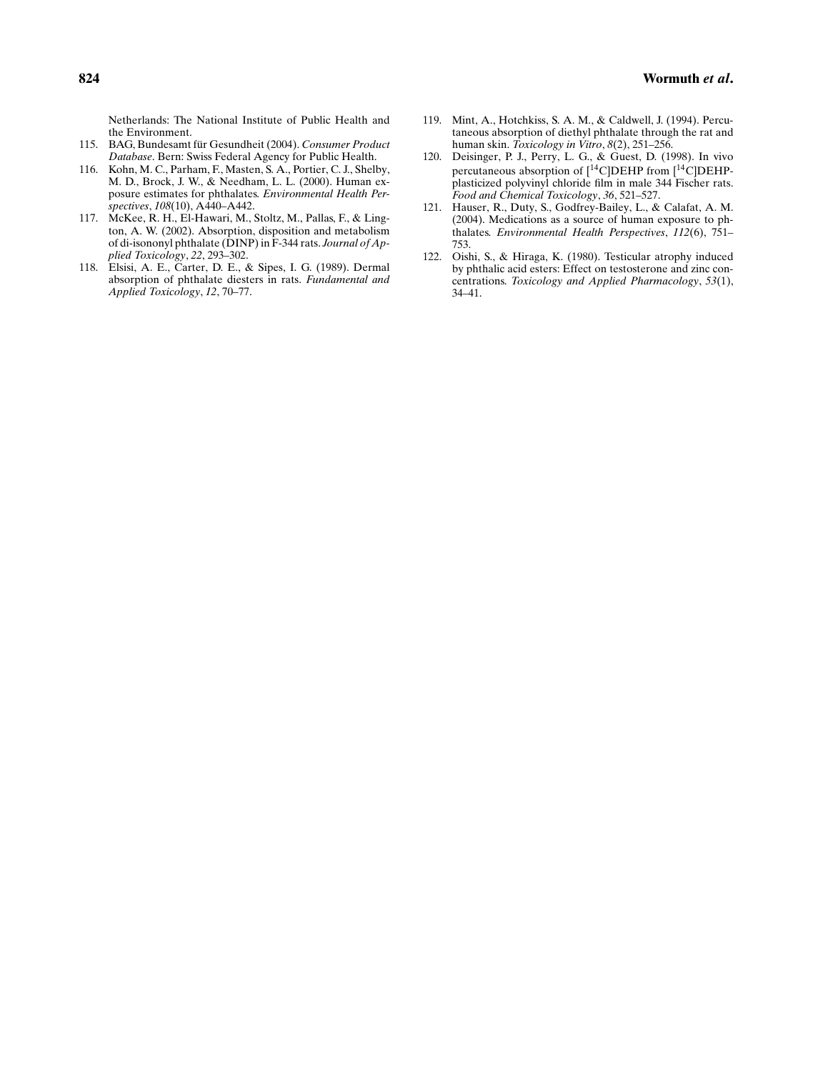Netherlands: The National Institute of Public Health and the Environment.

115. BAG, Bundesamt für Gesundheit (2004). *Consumer Product Database*. Bern: Swiss Federal Agency for Public Health.
116. Kohn, M. C., Parham, F., Masten, S. A., Portier, C. J., Shelby, M. D., Brock, J. W., & Needham, L. L. (2000). Human exposure estimates for phthalates. *Environmental Health Perspectives*, *108*(10), A440–A442.
117. McKee, R. H., El-Hawari, M., Stoltz, M., Pallas, F., & Lington, A. W. (2002). Absorption, disposition and metabolism of di-isononyl phthalate (DINP) in F-344 rats. *Journal of Applied Toxicology*, *22*, 293–302.
118. Elsisi, A. E., Carter, D. E., & Sipes, I. G. (1989). Dermal absorption of phthalate diesters in rats. *Fundamental and Applied Toxicology*, *12*, 70–77.
119. Mint, A., Hotchkiss, S. A. M., & Caldwell, J. (1994). Percutaneous absorption of diethyl phthalate through the rat and human skin. *Toxicology in Vitro*, *8*(2), 251–256.
120. Deisinger, P. J., Perry, L. G., & Guest, D. (1998). In vivo percutaneous absorption of [$^{14}$C]DEHP from [$^{14}$C]DEHP-plasticized polyvinyl chloride film in male 344 Fischer rats. *Food and Chemical Toxicology*, *36*, 521–527.
121. Hauser, R., Duty, S., Godfrey-Bailey, L., & Calafat, A. M. (2004). Medications as a source of human exposure to phthalates. *Environmental Health Perspectives*, *112*(6), 751–753.
122. Oishi, S., & Hiraga, K. (1980). Testicular atrophy induced by phthalic acid esters: Effect on testosterone and zinc concentrations. *Toxicology and Applied Pharmacology*, *53*(1), 34–41.